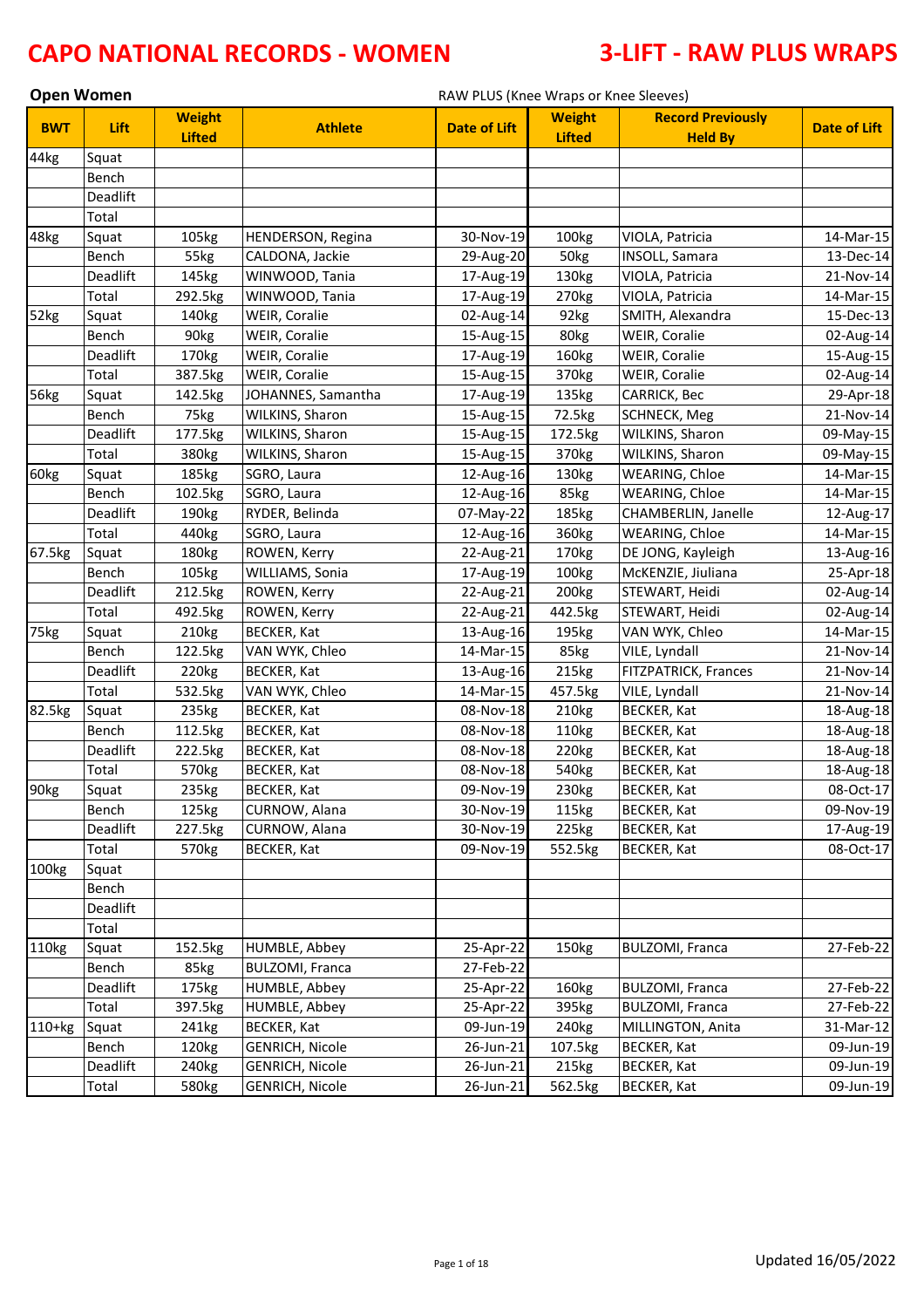# CAPO NATIONAL RECORDS - WOMEN

# 3-LIFT - RAW PLUS WRAPS

**Open Women**

RAW PLUS (Knee Wraps or Knee Sleeves)

| BWT | Lift | Weight Lifted | Athlete | Date of Lift | Weight Lifted | Record Previously Held By | Date of Lift |
|---|---|---|---|---|---|---|---|
| 44kg | Squat | | | | | | |
| | Bench | | | | | | |
| | Deadlift | | | | | | |
| | Total | | | | | | |
| 48kg | Squat | 105kg | HENDERSON, Regina | 30-Nov-19 | 100kg | VIOLA, Patricia | 14-Mar-15 |
| | Bench | 55kg | CALDONA, Jackie | 29-Aug-20 | 50kg | INSOLL, Samara | 13-Dec-14 |
| | Deadlift | 145kg | WINWOOD, Tania | 17-Aug-19 | 130kg | VIOLA, Patricia | 21-Nov-14 |
| | Total | 292.5kg | WINWOOD, Tania | 17-Aug-19 | 270kg | VIOLA, Patricia | 14-Mar-15 |
| 52kg | Squat | 140kg | WEIR, Coralie | 02-Aug-14 | 92kg | SMITH, Alexandra | 15-Dec-13 |
| | Bench | 90kg | WEIR, Coralie | 15-Aug-15 | 80kg | WEIR, Coralie | 02-Aug-14 |
| | Deadlift | 170kg | WEIR, Coralie | 17-Aug-19 | 160kg | WEIR, Coralie | 15-Aug-15 |
| | Total | 387.5kg | WEIR, Coralie | 15-Aug-15 | 370kg | WEIR, Coralie | 02-Aug-14 |
| 56kg | Squat | 142.5kg | JOHANNES, Samantha | 17-Aug-19 | 135kg | CARRICK, Bec | 29-Apr-18 |
| | Bench | 75kg | WILKINS, Sharon | 15-Aug-15 | 72.5kg | SCHNECK, Meg | 21-Nov-14 |
| | Deadlift | 177.5kg | WILKINS, Sharon | 15-Aug-15 | 172.5kg | WILKINS, Sharon | 09-May-15 |
| | Total | 380kg | WILKINS, Sharon | 15-Aug-15 | 370kg | WILKINS, Sharon | 09-May-15 |
| 60kg | Squat | 185kg | SGRO, Laura | 12-Aug-16 | 130kg | WEARING, Chloe | 14-Mar-15 |
| | Bench | 102.5kg | SGRO, Laura | 12-Aug-16 | 85kg | WEARING, Chloe | 14-Mar-15 |
| | Deadlift | 190kg | RYDER, Belinda | 07-May-22 | 185kg | CHAMBERLIN, Janelle | 12-Aug-17 |
| | Total | 440kg | SGRO, Laura | 12-Aug-16 | 360kg | WEARING, Chloe | 14-Mar-15 |
| 67.5kg | Squat | 180kg | ROWEN, Kerry | 22-Aug-21 | 170kg | DE JONG, Kayleigh | 13-Aug-16 |
| | Bench | 105kg | WILLIAMS, Sonia | 17-Aug-19 | 100kg | McKENZIE, Jiuliana | 25-Apr-18 |
| | Deadlift | 212.5kg | ROWEN, Kerry | 22-Aug-21 | 200kg | STEWART, Heidi | 02-Aug-14 |
| | Total | 492.5kg | ROWEN, Kerry | 22-Aug-21 | 442.5kg | STEWART, Heidi | 02-Aug-14 |
| 75kg | Squat | 210kg | BECKER, Kat | 13-Aug-16 | 195kg | VAN WYK, Chleo | 14-Mar-15 |
| | Bench | 122.5kg | VAN WYK, Chleo | 14-Mar-15 | 85kg | VILE, Lyndall | 21-Nov-14 |
| | Deadlift | 220kg | BECKER, Kat | 13-Aug-16 | 215kg | FITZPATRICK, Frances | 21-Nov-14 |
| | Total | 532.5kg | VAN WYK, Chleo | 14-Mar-15 | 457.5kg | VILE, Lyndall | 21-Nov-14 |
| 82.5kg | Squat | 235kg | BECKER, Kat | 08-Nov-18 | 210kg | BECKER, Kat | 18-Aug-18 |
| | Bench | 112.5kg | BECKER, Kat | 08-Nov-18 | 110kg | BECKER, Kat | 18-Aug-18 |
| | Deadlift | 222.5kg | BECKER, Kat | 08-Nov-18 | 220kg | BECKER, Kat | 18-Aug-18 |
| | Total | 570kg | BECKER, Kat | 08-Nov-18 | 540kg | BECKER, Kat | 18-Aug-18 |
| 90kg | Squat | 235kg | BECKER, Kat | 09-Nov-19 | 230kg | BECKER, Kat | 08-Oct-17 |
| | Bench | 125kg | CURNOW, Alana | 30-Nov-19 | 115kg | BECKER, Kat | 09-Nov-19 |
| | Deadlift | 227.5kg | CURNOW, Alana | 30-Nov-19 | 225kg | BECKER, Kat | 17-Aug-19 |
| | Total | 570kg | BECKER, Kat | 09-Nov-19 | 552.5kg | BECKER, Kat | 08-Oct-17 |
| 100kg | Squat | | | | | | |
| | Bench | | | | | | |
| | Deadlift | | | | | | |
| | Total | | | | | | |
| 110kg | Squat | 152.5kg | HUMBLE, Abbey | 25-Apr-22 | 150kg | BULZOMI, Franca | 27-Feb-22 |
| | Bench | 85kg | BULZOMI, Franca | 27-Feb-22 | | | |
| | Deadlift | 175kg | HUMBLE, Abbey | 25-Apr-22 | 160kg | BULZOMI, Franca | 27-Feb-22 |
| | Total | 397.5kg | HUMBLE, Abbey | 25-Apr-22 | 395kg | BULZOMI, Franca | 27-Feb-22 |
| 110+kg | Squat | 241kg | BECKER, Kat | 09-Jun-19 | 240kg | MILLINGTON, Anita | 31-Mar-12 |
| | Bench | 120kg | GENRICH, Nicole | 26-Jun-21 | 107.5kg | BECKER, Kat | 09-Jun-19 |
| | Deadlift | 240kg | GENRICH, Nicole | 26-Jun-21 | 215kg | BECKER, Kat | 09-Jun-19 |
| | Total | 580kg | GENRICH, Nicole | 26-Jun-21 | 562.5kg | BECKER, Kat | 09-Jun-19 |

Updated 16/05/2022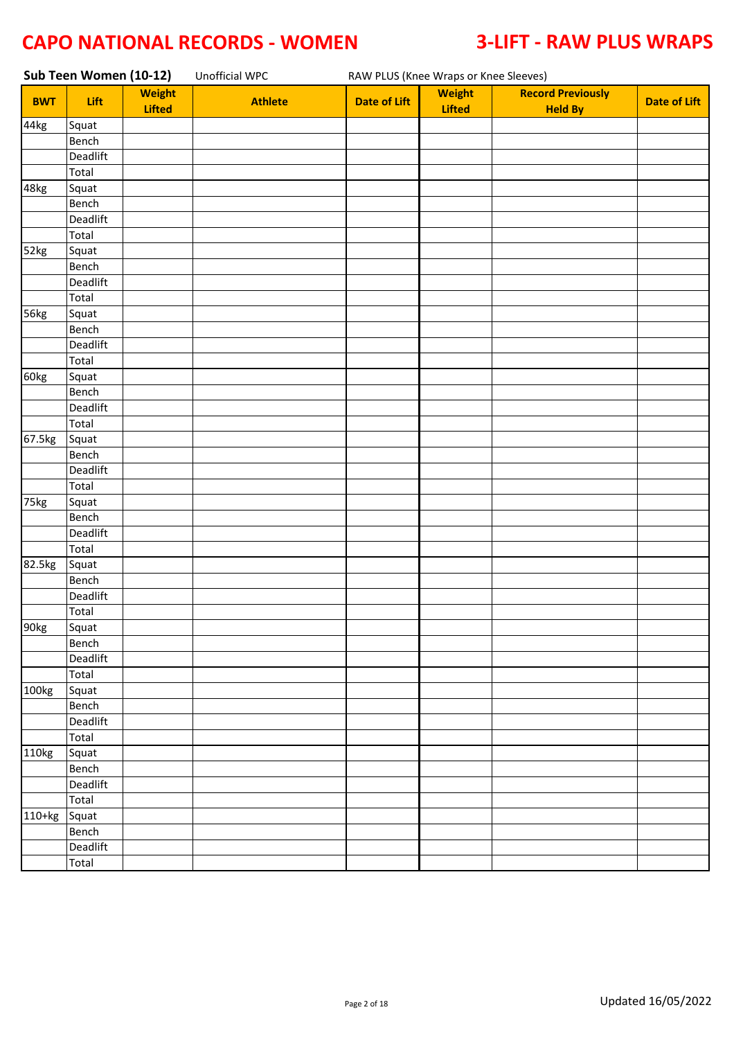# CAPO NATIONAL RECORDS - WOMEN

# 3-LIFT - RAW PLUS WRAPS

**Sub Teen Women (10-12)** Unofficial WPC RAW PLUS (Knee Wraps or Knee Sleeves)

| BWT | Lift | Weight Lifted | Athlete | Date of Lift | Weight Lifted | Record Previously Held By | Date of Lift |
|---|---|---|---|---|---|---|---|
| 44kg | Squat | | | | | | |
| | Bench | | | | | | |
| | Deadlift | | | | | | |
| | Total | | | | | | |
| 48kg | Squat | | | | | | |
| | Bench | | | | | | |
| | Deadlift | | | | | | |
| | Total | | | | | | |
| 52kg | Squat | | | | | | |
| | Bench | | | | | | |
| | Deadlift | | | | | | |
| | Total | | | | | | |
| 56kg | Squat | | | | | | |
| | Bench | | | | | | |
| | Deadlift | | | | | | |
| | Total | | | | | | |
| 60kg | Squat | | | | | | |
| | Bench | | | | | | |
| | Deadlift | | | | | | |
| | Total | | | | | | |
| 67.5kg | Squat | | | | | | |
| | Bench | | | | | | |
| | Deadlift | | | | | | |
| | Total | | | | | | |
| 75kg | Squat | | | | | | |
| | Bench | | | | | | |
| | Deadlift | | | | | | |
| | Total | | | | | | |
| 82.5kg | Squat | | | | | | |
| | Bench | | | | | | |
| | Deadlift | | | | | | |
| | Total | | | | | | |
| 90kg | Squat | | | | | | |
| | Bench | | | | | | |
| | Deadlift | | | | | | |
| | Total | | | | | | |
| 100kg | Squat | | | | | | |
| | Bench | | | | | | |
| | Deadlift | | | | | | |
| | Total | | | | | | |
| 110kg | Squat | | | | | | |
| | Bench | | | | | | |
| | Deadlift | | | | | | |
| | Total | | | | | | |
| 110+kg | Squat | | | | | | |
| | Bench | | | | | | |
| | Deadlift | | | | | | |
| | Total | | | | | | |

Updated 16/05/2022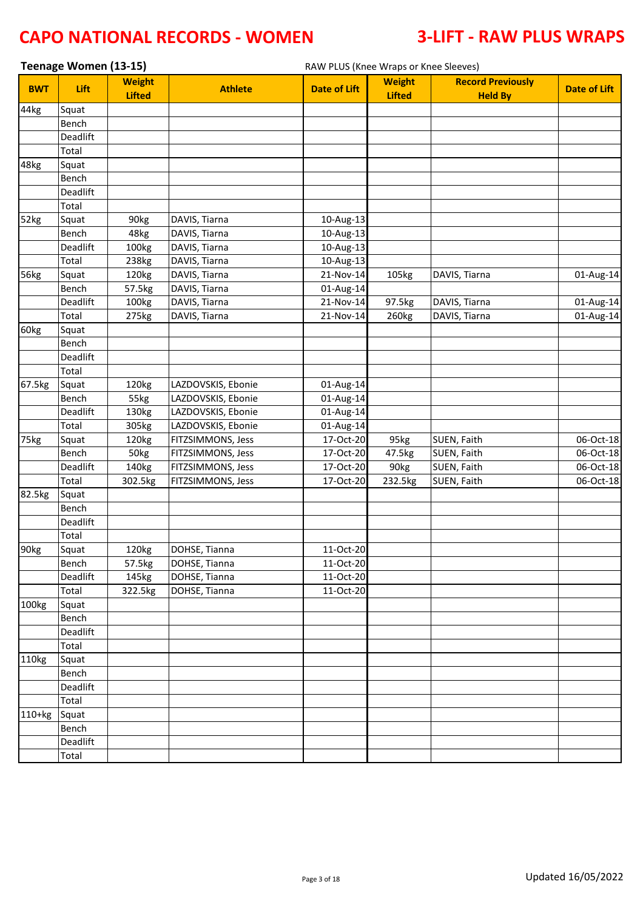# CAPO NATIONAL RECORDS - WOMEN

# 3-LIFT - RAW PLUS WRAPS

**Teenage Women (13-15)**

RAW PLUS (Knee Wraps or Knee Sleeves)

| BWT | Lift | Weight Lifted | Athlete | Date of Lift | Weight Lifted | Record Previously Held By | Date of Lift |
|---|---|---|---|---|---|---|---|
| 44kg | Squat | | | | | | |
| | Bench | | | | | | |
| | Deadlift | | | | | | |
| | Total | | | | | | |
| 48kg | Squat | | | | | | |
| | Bench | | | | | | |
| | Deadlift | | | | | | |
| | Total | | | | | | |
| 52kg | Squat | 90kg | DAVIS, Tiarna | 10-Aug-13 | | | |
| | Bench | 48kg | DAVIS, Tiarna | 10-Aug-13 | | | |
| | Deadlift | 100kg | DAVIS, Tiarna | 10-Aug-13 | | | |
| | Total | 238kg | DAVIS, Tiarna | 10-Aug-13 | | | |
| 56kg | Squat | 120kg | DAVIS, Tiarna | 21-Nov-14 | 105kg | DAVIS, Tiarna | 01-Aug-14 |
| | Bench | 57.5kg | DAVIS, Tiarna | 01-Aug-14 | | | |
| | Deadlift | 100kg | DAVIS, Tiarna | 21-Nov-14 | 97.5kg | DAVIS, Tiarna | 01-Aug-14 |
| | Total | 275kg | DAVIS, Tiarna | 21-Nov-14 | 260kg | DAVIS, Tiarna | 01-Aug-14 |
| 60kg | Squat | | | | | | |
| | Bench | | | | | | |
| | Deadlift | | | | | | |
| | Total | | | | | | |
| 67.5kg | Squat | 120kg | LAZDOVSKIS, Ebonie | 01-Aug-14 | | | |
| | Bench | 55kg | LAZDOVSKIS, Ebonie | 01-Aug-14 | | | |
| | Deadlift | 130kg | LAZDOVSKIS, Ebonie | 01-Aug-14 | | | |
| | Total | 305kg | LAZDOVSKIS, Ebonie | 01-Aug-14 | | | |
| 75kg | Squat | 120kg | FITZSIMMONS, Jess | 17-Oct-20 | 95kg | SUEN, Faith | 06-Oct-18 |
| | Bench | 50kg | FITZSIMMONS, Jess | 17-Oct-20 | 47.5kg | SUEN, Faith | 06-Oct-18 |
| | Deadlift | 140kg | FITZSIMMONS, Jess | 17-Oct-20 | 90kg | SUEN, Faith | 06-Oct-18 |
| | Total | 302.5kg | FITZSIMMONS, Jess | 17-Oct-20 | 232.5kg | SUEN, Faith | 06-Oct-18 |
| 82.5kg | Squat | | | | | | |
| | Bench | | | | | | |
| | Deadlift | | | | | | |
| | Total | | | | | | |
| 90kg | Squat | 120kg | DOHSE, Tianna | 11-Oct-20 | | | |
| | Bench | 57.5kg | DOHSE, Tianna | 11-Oct-20 | | | |
| | Deadlift | 145kg | DOHSE, Tianna | 11-Oct-20 | | | |
| | Total | 322.5kg | DOHSE, Tianna | 11-Oct-20 | | | |
| 100kg | Squat | | | | | | |
| | Bench | | | | | | |
| | Deadlift | | | | | | |
| | Total | | | | | | |
| 110kg | Squat | | | | | | |
| | Bench | | | | | | |
| | Deadlift | | | | | | |
| | Total | | | | | | |
| 110+kg | Squat | | | | | | |
| | Bench | | | | | | |
| | Deadlift | | | | | | |
| | Total | | | | | | |

Updated 16/05/2022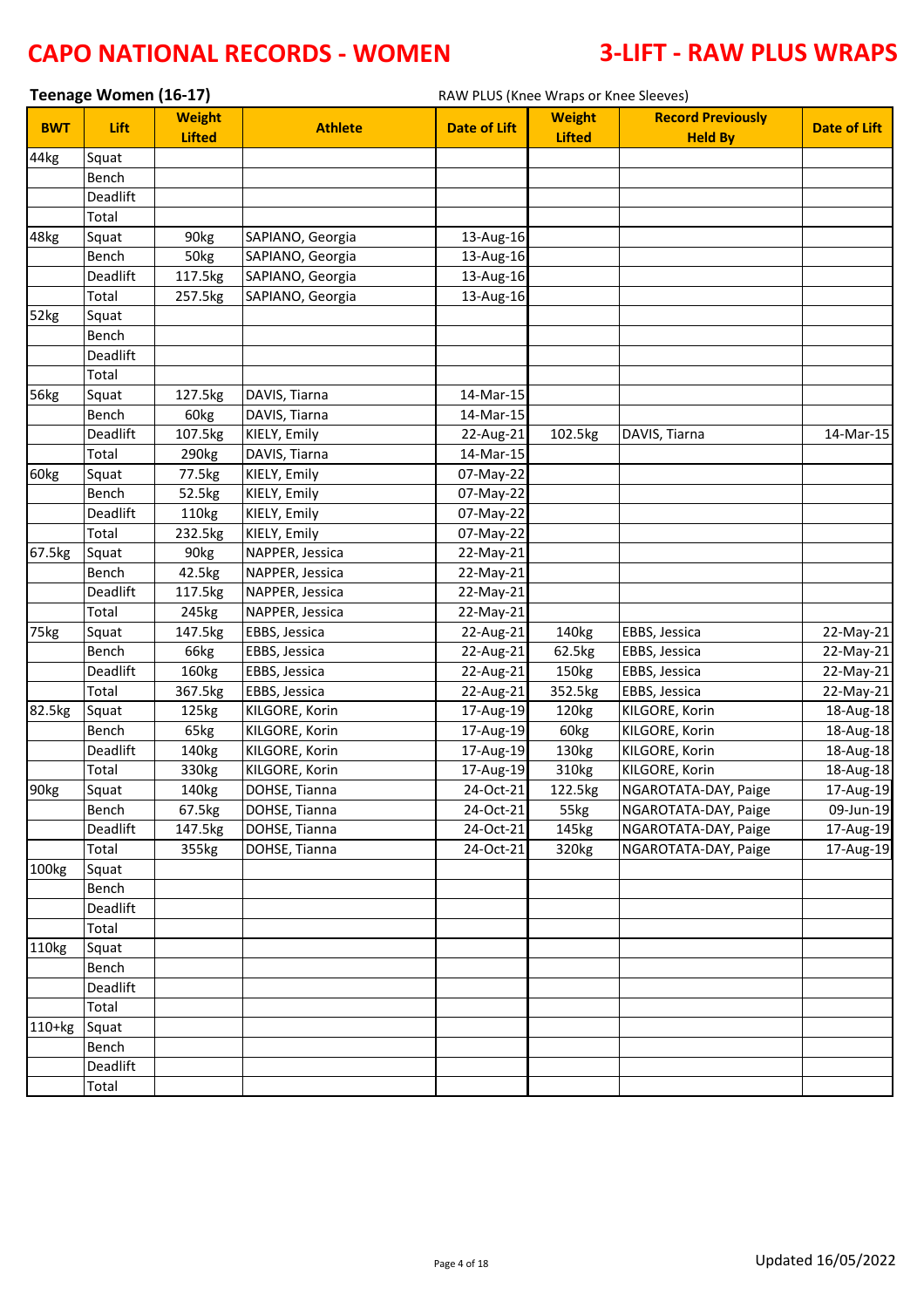# CAPO NATIONAL RECORDS - WOMEN

# 3-LIFT - RAW PLUS WRAPS

## Teenage Women (16-17)

RAW PLUS (Knee Wraps or Knee Sleeves)

| BWT | Lift | Weight Lifted | Athlete | Date of Lift | Weight Lifted | Record Previously Held By | Date of Lift |
|---|---|---|---|---|---|---|---|
| 44kg | Squat | | | | | | |
| | Bench | | | | | | |
| | Deadlift | | | | | | |
| | Total | | | | | | |
| 48kg | Squat | 90kg | SAPIANO, Georgia | 13-Aug-16 | | | |
| | Bench | 50kg | SAPIANO, Georgia | 13-Aug-16 | | | |
| | Deadlift | 117.5kg | SAPIANO, Georgia | 13-Aug-16 | | | |
| | Total | 257.5kg | SAPIANO, Georgia | 13-Aug-16 | | | |
| 52kg | Squat | | | | | | |
| | Bench | | | | | | |
| | Deadlift | | | | | | |
| | Total | | | | | | |
| 56kg | Squat | 127.5kg | DAVIS, Tiarna | 14-Mar-15 | | | |
| | Bench | 60kg | DAVIS, Tiarna | 14-Mar-15 | | | |
| | Deadlift | 107.5kg | KIELY, Emily | 22-Aug-21 | 102.5kg | DAVIS, Tiarna | 14-Mar-15 |
| | Total | 290kg | DAVIS, Tiarna | 14-Mar-15 | | | |
| 60kg | Squat | 77.5kg | KIELY, Emily | 07-May-22 | | | |
| | Bench | 52.5kg | KIELY, Emily | 07-May-22 | | | |
| | Deadlift | 110kg | KIELY, Emily | 07-May-22 | | | |
| | Total | 232.5kg | KIELY, Emily | 07-May-22 | | | |
| 67.5kg | Squat | 90kg | NAPPER, Jessica | 22-May-21 | | | |
| | Bench | 42.5kg | NAPPER, Jessica | 22-May-21 | | | |
| | Deadlift | 117.5kg | NAPPER, Jessica | 22-May-21 | | | |
| | Total | 245kg | NAPPER, Jessica | 22-May-21 | | | |
| 75kg | Squat | 147.5kg | EBBS, Jessica | 22-Aug-21 | 140kg | EBBS, Jessica | 22-May-21 |
| | Bench | 66kg | EBBS, Jessica | 22-Aug-21 | 62.5kg | EBBS, Jessica | 22-May-21 |
| | Deadlift | 160kg | EBBS, Jessica | 22-Aug-21 | 150kg | EBBS, Jessica | 22-May-21 |
| | Total | 367.5kg | EBBS, Jessica | 22-Aug-21 | 352.5kg | EBBS, Jessica | 22-May-21 |
| 82.5kg | Squat | 125kg | KILGORE, Korin | 17-Aug-19 | 120kg | KILGORE, Korin | 18-Aug-18 |
| | Bench | 65kg | KILGORE, Korin | 17-Aug-19 | 60kg | KILGORE, Korin | 18-Aug-18 |
| | Deadlift | 140kg | KILGORE, Korin | 17-Aug-19 | 130kg | KILGORE, Korin | 18-Aug-18 |
| | Total | 330kg | KILGORE, Korin | 17-Aug-19 | 310kg | KILGORE, Korin | 18-Aug-18 |
| 90kg | Squat | 140kg | DOHSE, Tianna | 24-Oct-21 | 122.5kg | NGAROTATA-DAY, Paige | 17-Aug-19 |
| | Bench | 67.5kg | DOHSE, Tianna | 24-Oct-21 | 55kg | NGAROTATA-DAY, Paige | 09-Jun-19 |
| | Deadlift | 147.5kg | DOHSE, Tianna | 24-Oct-21 | 145kg | NGAROTATA-DAY, Paige | 17-Aug-19 |
| | Total | 355kg | DOHSE, Tianna | 24-Oct-21 | 320kg | NGAROTATA-DAY, Paige | 17-Aug-19 |
| 100kg | Squat | | | | | | |
| | Bench | | | | | | |
| | Deadlift | | | | | | |
| | Total | | | | | | |
| 110kg | Squat | | | | | | |
| | Bench | | | | | | |
| | Deadlift | | | | | | |
| | Total | | | | | | |
| 110+kg | Squat | | | | | | |
| | Bench | | | | | | |
| | Deadlift | | | | | | |
| | Total | | | | | | |

Updated 16/05/2022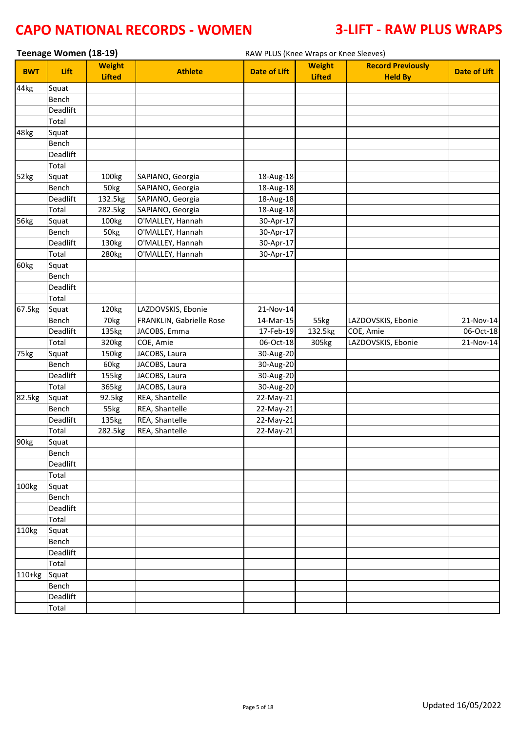# CAPO NATIONAL RECORDS - WOMEN

# 3-LIFT - RAW PLUS WRAPS

**Teenage Women (18-19)**

RAW PLUS (Knee Wraps or Knee Sleeves)

| BWT | Lift | Weight Lifted | Athlete | Date of Lift | Weight Lifted | Record Previously Held By | Date of Lift |
|---|---|---|---|---|---|---|---|
| 44kg | Squat | | | | | | |
| | Bench | | | | | | |
| | Deadlift | | | | | | |
| | Total | | | | | | |
| 48kg | Squat | | | | | | |
| | Bench | | | | | | |
| | Deadlift | | | | | | |
| | Total | | | | | | |
| 52kg | Squat | 100kg | SAPIANO, Georgia | 18-Aug-18 | | | |
| | Bench | 50kg | SAPIANO, Georgia | 18-Aug-18 | | | |
| | Deadlift | 132.5kg | SAPIANO, Georgia | 18-Aug-18 | | | |
| | Total | 282.5kg | SAPIANO, Georgia | 18-Aug-18 | | | |
| 56kg | Squat | 100kg | O'MALLEY, Hannah | 30-Apr-17 | | | |
| | Bench | 50kg | O'MALLEY, Hannah | 30-Apr-17 | | | |
| | Deadlift | 130kg | O'MALLEY, Hannah | 30-Apr-17 | | | |
| | Total | 280kg | O'MALLEY, Hannah | 30-Apr-17 | | | |
| 60kg | Squat | | | | | | |
| | Bench | | | | | | |
| | Deadlift | | | | | | |
| | Total | | | | | | |
| 67.5kg | Squat | 120kg | LAZDOVSKIS, Ebonie | 21-Nov-14 | | | |
| | Bench | 70kg | FRANKLIN, Gabrielle Rose | 14-Mar-15 | 55kg | LAZDOVSKIS, Ebonie | 21-Nov-14 |
| | Deadlift | 135kg | JACOBS, Emma | 17-Feb-19 | 132.5kg | COE, Amie | 06-Oct-18 |
| | Total | 320kg | COE, Amie | 06-Oct-18 | 305kg | LAZDOVSKIS, Ebonie | 21-Nov-14 |
| 75kg | Squat | 150kg | JACOBS, Laura | 30-Aug-20 | | | |
| | Bench | 60kg | JACOBS, Laura | 30-Aug-20 | | | |
| | Deadlift | 155kg | JACOBS, Laura | 30-Aug-20 | | | |
| | Total | 365kg | JACOBS, Laura | 30-Aug-20 | | | |
| 82.5kg | Squat | 92.5kg | REA, Shantelle | 22-May-21 | | | |
| | Bench | 55kg | REA, Shantelle | 22-May-21 | | | |
| | Deadlift | 135kg | REA, Shantelle | 22-May-21 | | | |
| | Total | 282.5kg | REA, Shantelle | 22-May-21 | | | |
| 90kg | Squat | | | | | | |
| | Bench | | | | | | |
| | Deadlift | | | | | | |
| | Total | | | | | | |
| 100kg | Squat | | | | | | |
| | Bench | | | | | | |
| | Deadlift | | | | | | |
| | Total | | | | | | |
| 110kg | Squat | | | | | | |
| | Bench | | | | | | |
| | Deadlift | | | | | | |
| | Total | | | | | | |
| 110+kg | Squat | | | | | | |
| | Bench | | | | | | |
| | Deadlift | | | | | | |
| | Total | | | | | | |

Updated 16/05/2022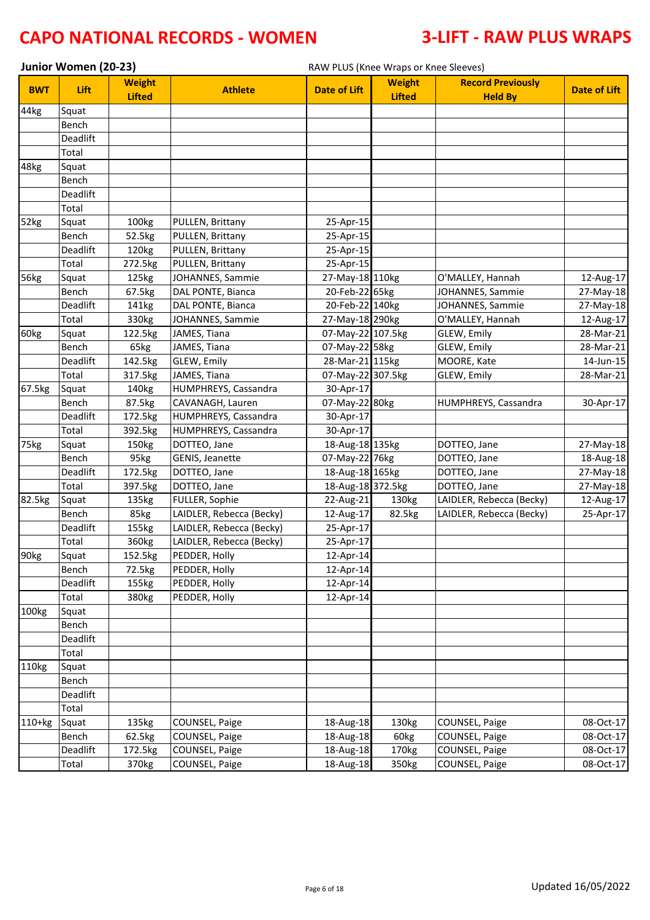# CAPO NATIONAL RECORDS - WOMEN

# 3-LIFT - RAW PLUS WRAPS

## Junior Women (20-23)

RAW PLUS (Knee Wraps or Knee Sleeves)

| BWT | Lift | Weight Lifted | Athlete | Date of Lift | Weight Lifted | Record Previously Held By | Date of Lift |
|---|---|---|---|---|---|---|---|
| 44kg | Squat | | | | | | |
| | Bench | | | | | | |
| | Deadlift | | | | | | |
| | Total | | | | | | |
| 48kg | Squat | | | | | | |
| | Bench | | | | | | |
| | Deadlift | | | | | | |
| | Total | | | | | | |
| 52kg | Squat | 100kg | PULLEN, Brittany | 25-Apr-15 | | | |
| | Bench | 52.5kg | PULLEN, Brittany | 25-Apr-15 | | | |
| | Deadlift | 120kg | PULLEN, Brittany | 25-Apr-15 | | | |
| | Total | 272.5kg | PULLEN, Brittany | 25-Apr-15 | | | |
| 56kg | Squat | 125kg | JOHANNES, Sammie | 27-May-18 | 110kg | O'MALLEY, Hannah | 12-Aug-17 |
| | Bench | 67.5kg | DAL PONTE, Bianca | 20-Feb-22 | 65kg | JOHANNES, Sammie | 27-May-18 |
| | Deadlift | 141kg | DAL PONTE, Bianca | 20-Feb-22 | 140kg | JOHANNES, Sammie | 27-May-18 |
| | Total | 330kg | JOHANNES, Sammie | 27-May-18 | 290kg | O'MALLEY, Hannah | 12-Aug-17 |
| 60kg | Squat | 122.5kg | JAMES, Tiana | 07-May-22 | 107.5kg | GLEW, Emily | 28-Mar-21 |
| | Bench | 65kg | JAMES, Tiana | 07-May-22 | 58kg | GLEW, Emily | 28-Mar-21 |
| | Deadlift | 142.5kg | GLEW, Emily | 28-Mar-21 | 115kg | MOORE, Kate | 14-Jun-15 |
| | Total | 317.5kg | JAMES, Tiana | 07-May-22 | 307.5kg | GLEW, Emily | 28-Mar-21 |
| 67.5kg | Squat | 140kg | HUMPHREYS, Cassandra | 30-Apr-17 | | | |
| | Bench | 87.5kg | CAVANAGH, Lauren | 07-May-22 | 80kg | HUMPHREYS, Cassandra | 30-Apr-17 |
| | Deadlift | 172.5kg | HUMPHREYS, Cassandra | 30-Apr-17 | | | |
| | Total | 392.5kg | HUMPHREYS, Cassandra | 30-Apr-17 | | | |
| 75kg | Squat | 150kg | DOTTEO, Jane | 18-Aug-18 | 135kg | DOTTEO, Jane | 27-May-18 |
| | Bench | 95kg | GENIS, Jeanette | 07-May-22 | 76kg | DOTTEO, Jane | 18-Aug-18 |
| | Deadlift | 172.5kg | DOTTEO, Jane | 18-Aug-18 | 165kg | DOTTEO, Jane | 27-May-18 |
| | Total | 397.5kg | DOTTEO, Jane | 18-Aug-18 | 372.5kg | DOTTEO, Jane | 27-May-18 |
| 82.5kg | Squat | 135kg | FULLER, Sophie | 22-Aug-21 | 130kg | LAIDLER, Rebecca (Becky) | 12-Aug-17 |
| | Bench | 85kg | LAIDLER, Rebecca (Becky) | 12-Aug-17 | 82.5kg | LAIDLER, Rebecca (Becky) | 25-Apr-17 |
| | Deadlift | 155kg | LAIDLER, Rebecca (Becky) | 25-Apr-17 | | | |
| | Total | 360kg | LAIDLER, Rebecca (Becky) | 25-Apr-17 | | | |
| 90kg | Squat | 152.5kg | PEDDER, Holly | 12-Apr-14 | | | |
| | Bench | 72.5kg | PEDDER, Holly | 12-Apr-14 | | | |
| | Deadlift | 155kg | PEDDER, Holly | 12-Apr-14 | | | |
| | Total | 380kg | PEDDER, Holly | 12-Apr-14 | | | |
| 100kg | Squat | | | | | | |
| | Bench | | | | | | |
| | Deadlift | | | | | | |
| | Total | | | | | | |
| 110kg | Squat | | | | | | |
| | Bench | | | | | | |
| | Deadlift | | | | | | |
| | Total | | | | | | |
| 110+kg | Squat | 135kg | COUNSEL, Paige | 18-Aug-18 | 130kg | COUNSEL, Paige | 08-Oct-17 |
| | Bench | 62.5kg | COUNSEL, Paige | 18-Aug-18 | 60kg | COUNSEL, Paige | 08-Oct-17 |
| | Deadlift | 172.5kg | COUNSEL, Paige | 18-Aug-18 | 170kg | COUNSEL, Paige | 08-Oct-17 |
| | Total | 370kg | COUNSEL, Paige | 18-Aug-18 | 350kg | COUNSEL, Paige | 08-Oct-17 |

Updated 16/05/2022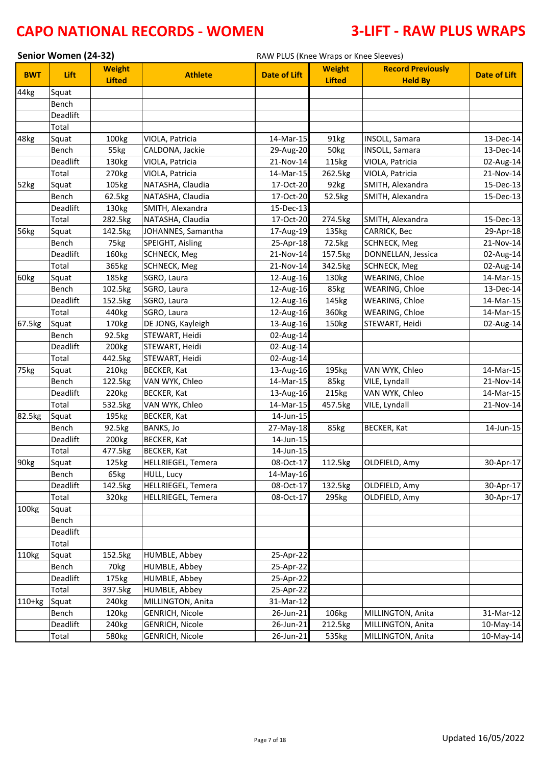# CAPO NATIONAL RECORDS - WOMEN

# 3-LIFT - RAW PLUS WRAPS

**Senior Women (24-32)**

RAW PLUS (Knee Wraps or Knee Sleeves)

| BWT | Lift | Weight Lifted | Athlete | Date of Lift | Weight Lifted | Record Previously Held By | Date of Lift |
|---|---|---|---|---|---|---|---|
| 44kg | Squat | | | | | | |
| | Bench | | | | | | |
| | Deadlift | | | | | | |
| | Total | | | | | | |
| 48kg | Squat | 100kg | VIOLA, Patricia | 14-Mar-15 | 91kg | INSOLL, Samara | 13-Dec-14 |
| | Bench | 55kg | CALDONA, Jackie | 29-Aug-20 | 50kg | INSOLL, Samara | 13-Dec-14 |
| | Deadlift | 130kg | VIOLA, Patricia | 21-Nov-14 | 115kg | VIOLA, Patricia | 02-Aug-14 |
| | Total | 270kg | VIOLA, Patricia | 14-Mar-15 | 262.5kg | VIOLA, Patricia | 21-Nov-14 |
| 52kg | Squat | 105kg | NATASHA, Claudia | 17-Oct-20 | 92kg | SMITH, Alexandra | 15-Dec-13 |
| | Bench | 62.5kg | NATASHA, Claudia | 17-Oct-20 | 52.5kg | SMITH, Alexandra | 15-Dec-13 |
| | Deadlift | 130kg | SMITH, Alexandra | 15-Dec-13 | | | |
| | Total | 282.5kg | NATASHA, Claudia | 17-Oct-20 | 274.5kg | SMITH, Alexandra | 15-Dec-13 |
| 56kg | Squat | 142.5kg | JOHANNES, Samantha | 17-Aug-19 | 135kg | CARRICK, Bec | 29-Apr-18 |
| | Bench | 75kg | SPEIGHT, Aisling | 25-Apr-18 | 72.5kg | SCHNECK, Meg | 21-Nov-14 |
| | Deadlift | 160kg | SCHNECK, Meg | 21-Nov-14 | 157.5kg | DONNELLAN, Jessica | 02-Aug-14 |
| | Total | 365kg | SCHNECK, Meg | 21-Nov-14 | 342.5kg | SCHNECK, Meg | 02-Aug-14 |
| 60kg | Squat | 185kg | SGRO, Laura | 12-Aug-16 | 130kg | WEARING, Chloe | 14-Mar-15 |
| | Bench | 102.5kg | SGRO, Laura | 12-Aug-16 | 85kg | WEARING, Chloe | 13-Dec-14 |
| | Deadlift | 152.5kg | SGRO, Laura | 12-Aug-16 | 145kg | WEARING, Chloe | 14-Mar-15 |
| | Total | 440kg | SGRO, Laura | 12-Aug-16 | 360kg | WEARING, Chloe | 14-Mar-15 |
| 67.5kg | Squat | 170kg | DE JONG, Kayleigh | 13-Aug-16 | 150kg | STEWART, Heidi | 02-Aug-14 |
| | Bench | 92.5kg | STEWART, Heidi | 02-Aug-14 | | | |
| | Deadlift | 200kg | STEWART, Heidi | 02-Aug-14 | | | |
| | Total | 442.5kg | STEWART, Heidi | 02-Aug-14 | | | |
| 75kg | Squat | 210kg | BECKER, Kat | 13-Aug-16 | 195kg | VAN WYK, Chleo | 14-Mar-15 |
| | Bench | 122.5kg | VAN WYK, Chleo | 14-Mar-15 | 85kg | VILE, Lyndall | 21-Nov-14 |
| | Deadlift | 220kg | BECKER, Kat | 13-Aug-16 | 215kg | VAN WYK, Chleo | 14-Mar-15 |
| | Total | 532.5kg | VAN WYK, Chleo | 14-Mar-15 | 457.5kg | VILE, Lyndall | 21-Nov-14 |
| 82.5kg | Squat | 195kg | BECKER, Kat | 14-Jun-15 | | | |
| | Bench | 92.5kg | BANKS, Jo | 27-May-18 | 85kg | BECKER, Kat | 14-Jun-15 |
| | Deadlift | 200kg | BECKER, Kat | 14-Jun-15 | | | |
| | Total | 477.5kg | BECKER, Kat | 14-Jun-15 | | | |
| 90kg | Squat | 125kg | HELLRIEGEL, Temera | 08-Oct-17 | 112.5kg | OLDFIELD, Amy | 30-Apr-17 |
| | Bench | 65kg | HULL, Lucy | 14-May-16 | | | |
| | Deadlift | 142.5kg | HELLRIEGEL, Temera | 08-Oct-17 | 132.5kg | OLDFIELD, Amy | 30-Apr-17 |
| | Total | 320kg | HELLRIEGEL, Temera | 08-Oct-17 | 295kg | OLDFIELD, Amy | 30-Apr-17 |
| 100kg | Squat | | | | | | |
| | Bench | | | | | | |
| | Deadlift | | | | | | |
| | Total | | | | | | |
| 110kg | Squat | 152.5kg | HUMBLE, Abbey | 25-Apr-22 | | | |
| | Bench | 70kg | HUMBLE, Abbey | 25-Apr-22 | | | |
| | Deadlift | 175kg | HUMBLE, Abbey | 25-Apr-22 | | | |
| | Total | 397.5kg | HUMBLE, Abbey | 25-Apr-22 | | | |
| 110+kg | Squat | 240kg | MILLINGTON, Anita | 31-Mar-12 | | | |
| | Bench | 120kg | GENRICH, Nicole | 26-Jun-21 | 106kg | MILLINGTON, Anita | 31-Mar-12 |
| | Deadlift | 240kg | GENRICH, Nicole | 26-Jun-21 | 212.5kg | MILLINGTON, Anita | 10-May-14 |
| | Total | 580kg | GENRICH, Nicole | 26-Jun-21 | 535kg | MILLINGTON, Anita | 10-May-14 |

Updated 16/05/2022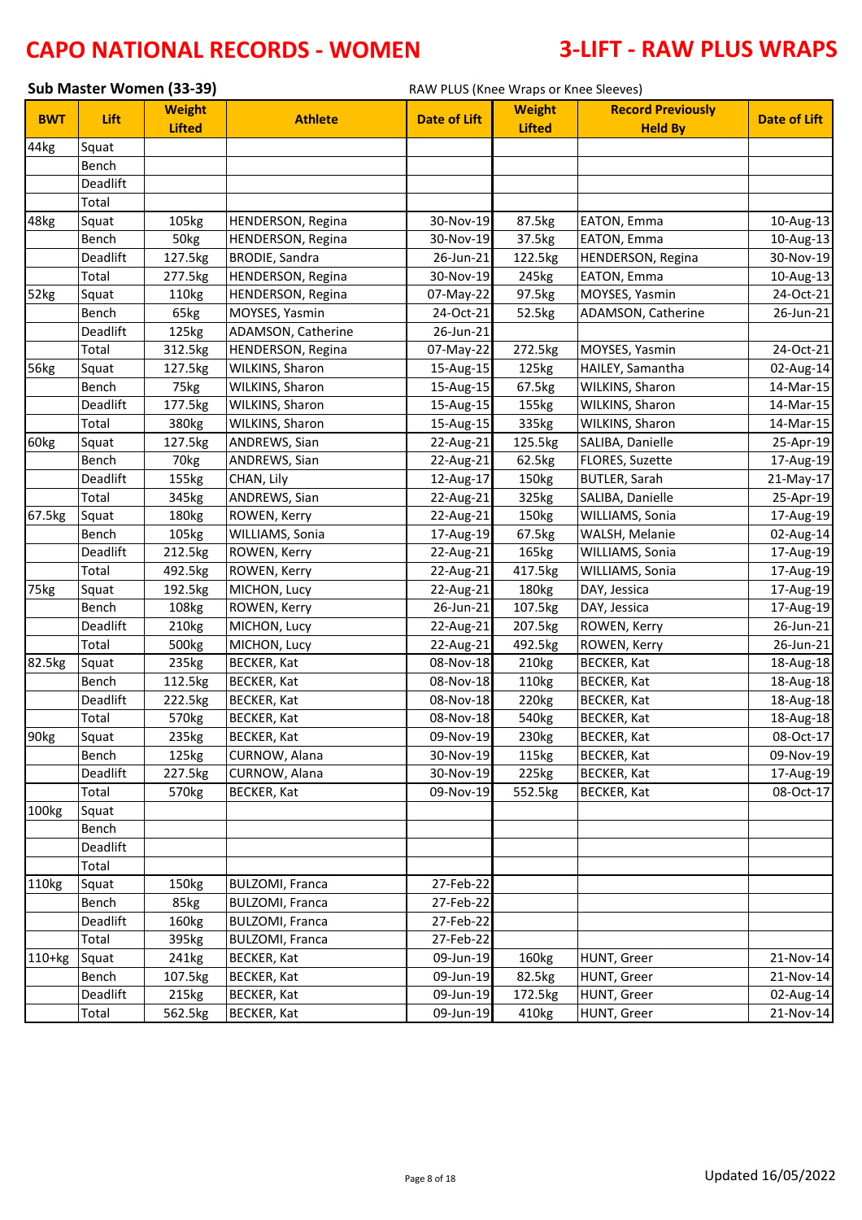# CAPO NATIONAL RECORDS - WOMEN

# 3-LIFT - RAW PLUS WRAPS

## Sub Master Women (33-39)

RAW PLUS (Knee Wraps or Knee Sleeves)

| BWT | Lift | Weight Lifted | Athlete | Date of Lift | Weight Lifted | Record Previously Held By | Date of Lift |
|---|---|---|---|---|---|---|---|
| 44kg | Squat | | | | | | |
| | Bench | | | | | | |
| | Deadlift | | | | | | |
| | Total | | | | | | |
| 48kg | Squat | 105kg | HENDERSON, Regina | 30-Nov-19 | 87.5kg | EATON, Emma | 10-Aug-13 |
| | Bench | 50kg | HENDERSON, Regina | 30-Nov-19 | 37.5kg | EATON, Emma | 10-Aug-13 |
| | Deadlift | 127.5kg | BRODIE, Sandra | 26-Jun-21 | 122.5kg | HENDERSON, Regina | 30-Nov-19 |
| | Total | 277.5kg | HENDERSON, Regina | 30-Nov-19 | 245kg | EATON, Emma | 10-Aug-13 |
| 52kg | Squat | 110kg | HENDERSON, Regina | 07-May-22 | 97.5kg | MOYSES, Yasmin | 24-Oct-21 |
| | Bench | 65kg | MOYSES, Yasmin | 24-Oct-21 | 52.5kg | ADAMSON, Catherine | 26-Jun-21 |
| | Deadlift | 125kg | ADAMSON, Catherine | 26-Jun-21 | | | |
| | Total | 312.5kg | HENDERSON, Regina | 07-May-22 | 272.5kg | MOYSES, Yasmin | 24-Oct-21 |
| 56kg | Squat | 127.5kg | WILKINS, Sharon | 15-Aug-15 | 125kg | HAILEY, Samantha | 02-Aug-14 |
| | Bench | 75kg | WILKINS, Sharon | 15-Aug-15 | 67.5kg | WILKINS, Sharon | 14-Mar-15 |
| | Deadlift | 177.5kg | WILKINS, Sharon | 15-Aug-15 | 155kg | WILKINS, Sharon | 14-Mar-15 |
| | Total | 380kg | WILKINS, Sharon | 15-Aug-15 | 335kg | WILKINS, Sharon | 14-Mar-15 |
| 60kg | Squat | 127.5kg | ANDREWS, Sian | 22-Aug-21 | 125.5kg | SALIBA, Danielle | 25-Apr-19 |
| | Bench | 70kg | ANDREWS, Sian | 22-Aug-21 | 62.5kg | FLORES, Suzette | 17-Aug-19 |
| | Deadlift | 155kg | CHAN, Lily | 12-Aug-17 | 150kg | BUTLER, Sarah | 21-May-17 |
| | Total | 345kg | ANDREWS, Sian | 22-Aug-21 | 325kg | SALIBA, Danielle | 25-Apr-19 |
| 67.5kg | Squat | 180kg | ROWEN, Kerry | 22-Aug-21 | 150kg | WILLIAMS, Sonia | 17-Aug-19 |
| | Bench | 105kg | WILLIAMS, Sonia | 17-Aug-19 | 67.5kg | WALSH, Melanie | 02-Aug-14 |
| | Deadlift | 212.5kg | ROWEN, Kerry | 22-Aug-21 | 165kg | WILLIAMS, Sonia | 17-Aug-19 |
| | Total | 492.5kg | ROWEN, Kerry | 22-Aug-21 | 417.5kg | WILLIAMS, Sonia | 17-Aug-19 |
| 75kg | Squat | 192.5kg | MICHON, Lucy | 22-Aug-21 | 180kg | DAY, Jessica | 17-Aug-19 |
| | Bench | 108kg | ROWEN, Kerry | 26-Jun-21 | 107.5kg | DAY, Jessica | 17-Aug-19 |
| | Deadlift | 210kg | MICHON, Lucy | 22-Aug-21 | 207.5kg | ROWEN, Kerry | 26-Jun-21 |
| | Total | 500kg | MICHON, Lucy | 22-Aug-21 | 492.5kg | ROWEN, Kerry | 26-Jun-21 |
| 82.5kg | Squat | 235kg | BECKER, Kat | 08-Nov-18 | 210kg | BECKER, Kat | 18-Aug-18 |
| | Bench | 112.5kg | BECKER, Kat | 08-Nov-18 | 110kg | BECKER, Kat | 18-Aug-18 |
| | Deadlift | 222.5kg | BECKER, Kat | 08-Nov-18 | 220kg | BECKER, Kat | 18-Aug-18 |
| | Total | 570kg | BECKER, Kat | 08-Nov-18 | 540kg | BECKER, Kat | 18-Aug-18 |
| 90kg | Squat | 235kg | BECKER, Kat | 09-Nov-19 | 230kg | BECKER, Kat | 08-Oct-17 |
| | Bench | 125kg | CURNOW, Alana | 30-Nov-19 | 115kg | BECKER, Kat | 09-Nov-19 |
| | Deadlift | 227.5kg | CURNOW, Alana | 30-Nov-19 | 225kg | BECKER, Kat | 17-Aug-19 |
| | Total | 570kg | BECKER, Kat | 09-Nov-19 | 552.5kg | BECKER, Kat | 08-Oct-17 |
| 100kg | Squat | | | | | | |
| | Bench | | | | | | |
| | Deadlift | | | | | | |
| | Total | | | | | | |
| 110kg | Squat | 150kg | BULZOMI, Franca | 27-Feb-22 | | | |
| | Bench | 85kg | BULZOMI, Franca | 27-Feb-22 | | | |
| | Deadlift | 160kg | BULZOMI, Franca | 27-Feb-22 | | | |
| | Total | 395kg | BULZOMI, Franca | 27-Feb-22 | | | |
| 110+kg | Squat | 241kg | BECKER, Kat | 09-Jun-19 | 160kg | HUNT, Greer | 21-Nov-14 |
| | Bench | 107.5kg | BECKER, Kat | 09-Jun-19 | 82.5kg | HUNT, Greer | 21-Nov-14 |
| | Deadlift | 215kg | BECKER, Kat | 09-Jun-19 | 172.5kg | HUNT, Greer | 02-Aug-14 |
| | Total | 562.5kg | BECKER, Kat | 09-Jun-19 | 410kg | HUNT, Greer | 21-Nov-14 |

Updated 16/05/2022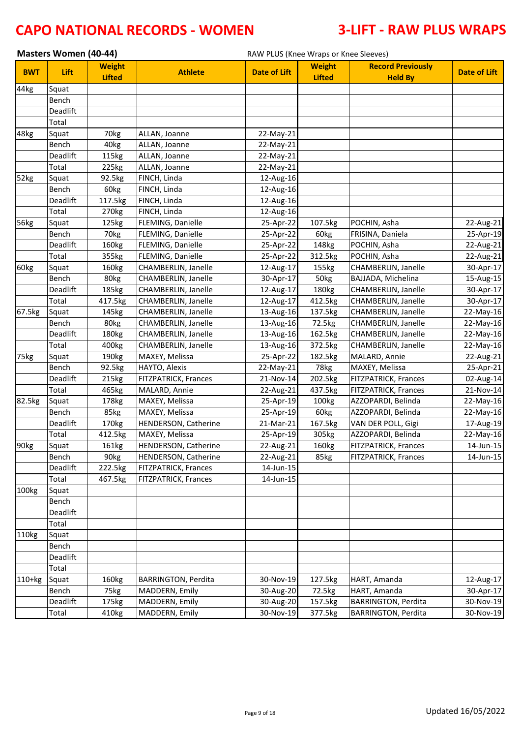# CAPO NATIONAL RECORDS - WOMEN

# 3-LIFT - RAW PLUS WRAPS

**Masters Women (40-44)**

RAW PLUS (Knee Wraps or Knee Sleeves)

| BWT | Lift | Weight Lifted | Athlete | Date of Lift | Weight Lifted | Record Previously Held By | Date of Lift |
|---|---|---|---|---|---|---|---|
| 44kg | Squat | | | | | | |
| | Bench | | | | | | |
| | Deadlift | | | | | | |
| | Total | | | | | | |
| 48kg | Squat | 70kg | ALLAN, Joanne | 22-May-21 | | | |
| | Bench | 40kg | ALLAN, Joanne | 22-May-21 | | | |
| | Deadlift | 115kg | ALLAN, Joanne | 22-May-21 | | | |
| | Total | 225kg | ALLAN, Joanne | 22-May-21 | | | |
| 52kg | Squat | 92.5kg | FINCH, Linda | 12-Aug-16 | | | |
| | Bench | 60kg | FINCH, Linda | 12-Aug-16 | | | |
| | Deadlift | 117.5kg | FINCH, Linda | 12-Aug-16 | | | |
| | Total | 270kg | FINCH, Linda | 12-Aug-16 | | | |
| 56kg | Squat | 125kg | FLEMING, Danielle | 25-Apr-22 | 107.5kg | POCHIN, Asha | 22-Aug-21 |
| | Bench | 70kg | FLEMING, Danielle | 25-Apr-22 | 60kg | FRISINA, Daniela | 25-Apr-19 |
| | Deadlift | 160kg | FLEMING, Danielle | 25-Apr-22 | 148kg | POCHIN, Asha | 22-Aug-21 |
| | Total | 355kg | FLEMING, Danielle | 25-Apr-22 | 312.5kg | POCHIN, Asha | 22-Aug-21 |
| 60kg | Squat | 160kg | CHAMBERLIN, Janelle | 12-Aug-17 | 155kg | CHAMBERLIN, Janelle | 30-Apr-17 |
| | Bench | 80kg | CHAMBERLIN, Janelle | 30-Apr-17 | 50kg | BAJJADA, Michelina | 15-Aug-15 |
| | Deadlift | 185kg | CHAMBERLIN, Janelle | 12-Aug-17 | 180kg | CHAMBERLIN, Janelle | 30-Apr-17 |
| | Total | 417.5kg | CHAMBERLIN, Janelle | 12-Aug-17 | 412.5kg | CHAMBERLIN, Janelle | 30-Apr-17 |
| 67.5kg | Squat | 145kg | CHAMBERLIN, Janelle | 13-Aug-16 | 137.5kg | CHAMBERLIN, Janelle | 22-May-16 |
| | Bench | 80kg | CHAMBERLIN, Janelle | 13-Aug-16 | 72.5kg | CHAMBERLIN, Janelle | 22-May-16 |
| | Deadlift | 180kg | CHAMBERLIN, Janelle | 13-Aug-16 | 162.5kg | CHAMBERLIN, Janelle | 22-May-16 |
| | Total | 400kg | CHAMBERLIN, Janelle | 13-Aug-16 | 372.5kg | CHAMBERLIN, Janelle | 22-May-16 |
| 75kg | Squat | 190kg | MAXEY, Melissa | 25-Apr-22 | 182.5kg | MALARD, Annie | 22-Aug-21 |
| | Bench | 92.5kg | HAYTO, Alexis | 22-May-21 | 78kg | MAXEY, Melissa | 25-Apr-21 |
| | Deadlift | 215kg | FITZPATRICK, Frances | 21-Nov-14 | 202.5kg | FITZPATRICK, Frances | 02-Aug-14 |
| | Total | 465kg | MALARD, Annie | 22-Aug-21 | 437.5kg | FITZPATRICK, Frances | 21-Nov-14 |
| 82.5kg | Squat | 178kg | MAXEY, Melissa | 25-Apr-19 | 100kg | AZZOPARDI, Belinda | 22-May-16 |
| | Bench | 85kg | MAXEY, Melissa | 25-Apr-19 | 60kg | AZZOPARDI, Belinda | 22-May-16 |
| | Deadlift | 170kg | HENDERSON, Catherine | 21-Mar-21 | 167.5kg | VAN DER POLL, Gigi | 17-Aug-19 |
| | Total | 412.5kg | MAXEY, Melissa | 25-Apr-19 | 305kg | AZZOPARDI, Belinda | 22-May-16 |
| 90kg | Squat | 161kg | HENDERSON, Catherine | 22-Aug-21 | 160kg | FITZPATRICK, Frances | 14-Jun-15 |
| | Bench | 90kg | HENDERSON, Catherine | 22-Aug-21 | 85kg | FITZPATRICK, Frances | 14-Jun-15 |
| | Deadlift | 222.5kg | FITZPATRICK, Frances | 14-Jun-15 | | | |
| | Total | 467.5kg | FITZPATRICK, Frances | 14-Jun-15 | | | |
| 100kg | Squat | | | | | | |
| | Bench | | | | | | |
| | Deadlift | | | | | | |
| | Total | | | | | | |
| 110kg | Squat | | | | | | |
| | Bench | | | | | | |
| | Deadlift | | | | | | |
| | Total | | | | | | |
| 110+kg | Squat | 160kg | BARRINGTON, Perdita | 30-Nov-19 | 127.5kg | HART, Amanda | 12-Aug-17 |
| | Bench | 75kg | MADDERN, Emily | 30-Aug-20 | 72.5kg | HART, Amanda | 30-Apr-17 |
| | Deadlift | 175kg | MADDERN, Emily | 30-Aug-20 | 157.5kg | BARRINGTON, Perdita | 30-Nov-19 |
| | Total | 410kg | MADDERN, Emily | 30-Nov-19 | 377.5kg | BARRINGTON, Perdita | 30-Nov-19 |

Updated 16/05/2022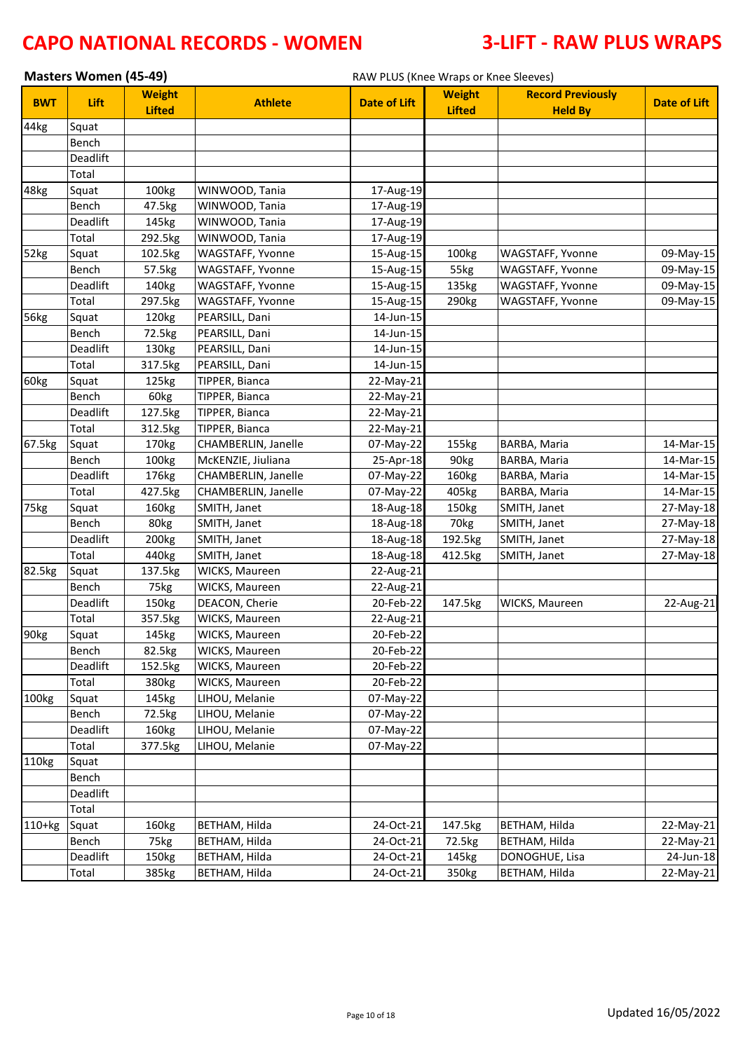# CAPO NATIONAL RECORDS - WOMEN

# 3-LIFT - RAW PLUS WRAPS

## Masters Women (45-49)

RAW PLUS (Knee Wraps or Knee Sleeves)

| BWT | Lift | Weight Lifted | Athlete | Date of Lift | Weight Lifted | Record Previously Held By | Date of Lift |
|---|---|---|---|---|---|---|---|
| 44kg | Squat | | | | | | |
| | Bench | | | | | | |
| | Deadlift | | | | | | |
| | Total | | | | | | |
| 48kg | Squat | 100kg | WINWOOD, Tania | 17-Aug-19 | | | |
| | Bench | 47.5kg | WINWOOD, Tania | 17-Aug-19 | | | |
| | Deadlift | 145kg | WINWOOD, Tania | 17-Aug-19 | | | |
| | Total | 292.5kg | WINWOOD, Tania | 17-Aug-19 | | | |
| 52kg | Squat | 102.5kg | WAGSTAFF, Yvonne | 15-Aug-15 | 100kg | WAGSTAFF, Yvonne | 09-May-15 |
| | Bench | 57.5kg | WAGSTAFF, Yvonne | 15-Aug-15 | 55kg | WAGSTAFF, Yvonne | 09-May-15 |
| | Deadlift | 140kg | WAGSTAFF, Yvonne | 15-Aug-15 | 135kg | WAGSTAFF, Yvonne | 09-May-15 |
| | Total | 297.5kg | WAGSTAFF, Yvonne | 15-Aug-15 | 290kg | WAGSTAFF, Yvonne | 09-May-15 |
| 56kg | Squat | 120kg | PEARSILL, Dani | 14-Jun-15 | | | |
| | Bench | 72.5kg | PEARSILL, Dani | 14-Jun-15 | | | |
| | Deadlift | 130kg | PEARSILL, Dani | 14-Jun-15 | | | |
| | Total | 317.5kg | PEARSILL, Dani | 14-Jun-15 | | | |
| 60kg | Squat | 125kg | TIPPER, Bianca | 22-May-21 | | | |
| | Bench | 60kg | TIPPER, Bianca | 22-May-21 | | | |
| | Deadlift | 127.5kg | TIPPER, Bianca | 22-May-21 | | | |
| | Total | 312.5kg | TIPPER, Bianca | 22-May-21 | | | |
| 67.5kg | Squat | 170kg | CHAMBERLIN, Janelle | 07-May-22 | 155kg | BARBA, Maria | 14-Mar-15 |
| | Bench | 100kg | McKENZIE, Jiuliana | 25-Apr-18 | 90kg | BARBA, Maria | 14-Mar-15 |
| | Deadlift | 176kg | CHAMBERLIN, Janelle | 07-May-22 | 160kg | BARBA, Maria | 14-Mar-15 |
| | Total | 427.5kg | CHAMBERLIN, Janelle | 07-May-22 | 405kg | BARBA, Maria | 14-Mar-15 |
| 75kg | Squat | 160kg | SMITH, Janet | 18-Aug-18 | 150kg | SMITH, Janet | 27-May-18 |
| | Bench | 80kg | SMITH, Janet | 18-Aug-18 | 70kg | SMITH, Janet | 27-May-18 |
| | Deadlift | 200kg | SMITH, Janet | 18-Aug-18 | 192.5kg | SMITH, Janet | 27-May-18 |
| | Total | 440kg | SMITH, Janet | 18-Aug-18 | 412.5kg | SMITH, Janet | 27-May-18 |
| 82.5kg | Squat | 137.5kg | WICKS, Maureen | 22-Aug-21 | | | |
| | Bench | 75kg | WICKS, Maureen | 22-Aug-21 | | | |
| | Deadlift | 150kg | DEACON, Cherie | 20-Feb-22 | 147.5kg | WICKS, Maureen | 22-Aug-21 |
| | Total | 357.5kg | WICKS, Maureen | 22-Aug-21 | | | |
| 90kg | Squat | 145kg | WICKS, Maureen | 20-Feb-22 | | | |
| | Bench | 82.5kg | WICKS, Maureen | 20-Feb-22 | | | |
| | Deadlift | 152.5kg | WICKS, Maureen | 20-Feb-22 | | | |
| | Total | 380kg | WICKS, Maureen | 20-Feb-22 | | | |
| 100kg | Squat | 145kg | LIHOU, Melanie | 07-May-22 | | | |
| | Bench | 72.5kg | LIHOU, Melanie | 07-May-22 | | | |
| | Deadlift | 160kg | LIHOU, Melanie | 07-May-22 | | | |
| | Total | 377.5kg | LIHOU, Melanie | 07-May-22 | | | |
| 110kg | Squat | | | | | | |
| | Bench | | | | | | |
| | Deadlift | | | | | | |
| | Total | | | | | | |
| 110+kg | Squat | 160kg | BETHAM, Hilda | 24-Oct-21 | 147.5kg | BETHAM, Hilda | 22-May-21 |
| | Bench | 75kg | BETHAM, Hilda | 24-Oct-21 | 72.5kg | BETHAM, Hilda | 22-May-21 |
| | Deadlift | 150kg | BETHAM, Hilda | 24-Oct-21 | 145kg | DONOGHUE, Lisa | 24-Jun-18 |
| | Total | 385kg | BETHAM, Hilda | 24-Oct-21 | 350kg | BETHAM, Hilda | 22-May-21 |

Updated 16/05/2022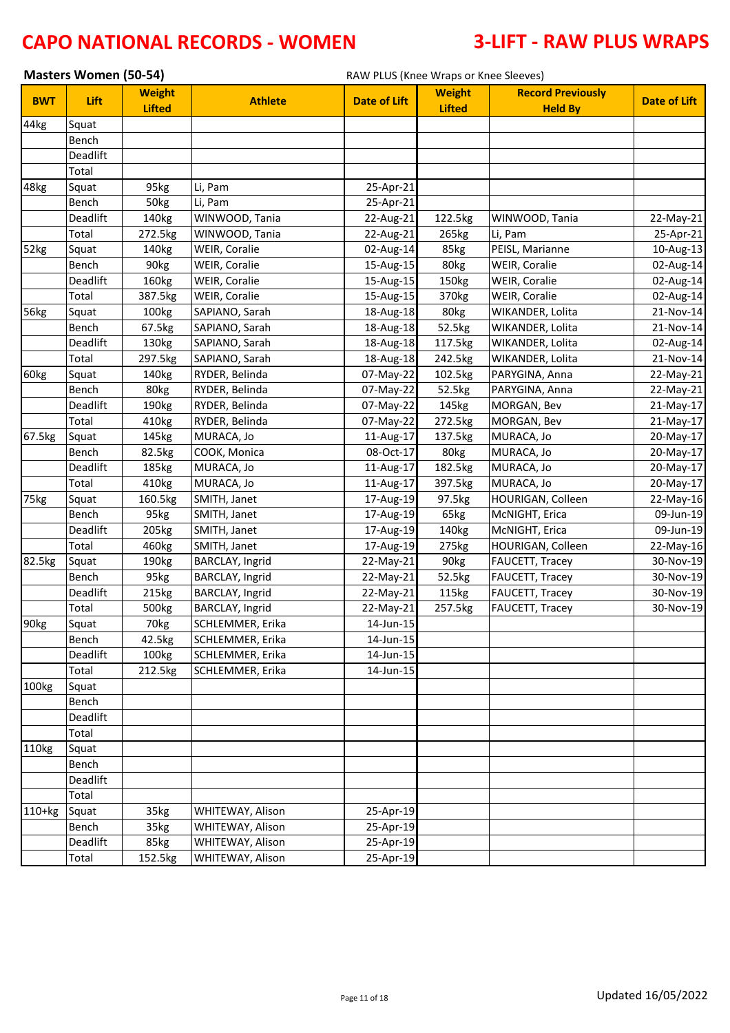# CAPO NATIONAL RECORDS - WOMEN

# 3-LIFT - RAW PLUS WRAPS

**Masters Women (50-54)**

RAW PLUS (Knee Wraps or Knee Sleeves)

| BWT | Lift | Weight Lifted | Athlete | Date of Lift | Weight Lifted | Record Previously Held By | Date of Lift |
|---|---|---|---|---|---|---|---|
| 44kg | Squat | | | | | | |
| | Bench | | | | | | |
| | Deadlift | | | | | | |
| | Total | | | | | | |
| 48kg | Squat | 95kg | Li, Pam | 25-Apr-21 | | | |
| | Bench | 50kg | Li, Pam | 25-Apr-21 | | | |
| | Deadlift | 140kg | WINWOOD, Tania | 22-Aug-21 | 122.5kg | WINWOOD, Tania | 22-May-21 |
| | Total | 272.5kg | WINWOOD, Tania | 22-Aug-21 | 265kg | Li, Pam | 25-Apr-21 |
| 52kg | Squat | 140kg | WEIR, Coralie | 02-Aug-14 | 85kg | PEISL, Marianne | 10-Aug-13 |
| | Bench | 90kg | WEIR, Coralie | 15-Aug-15 | 80kg | WEIR, Coralie | 02-Aug-14 |
| | Deadlift | 160kg | WEIR, Coralie | 15-Aug-15 | 150kg | WEIR, Coralie | 02-Aug-14 |
| | Total | 387.5kg | WEIR, Coralie | 15-Aug-15 | 370kg | WEIR, Coralie | 02-Aug-14 |
| 56kg | Squat | 100kg | SAPIANO, Sarah | 18-Aug-18 | 80kg | WIKANDER, Lolita | 21-Nov-14 |
| | Bench | 67.5kg | SAPIANO, Sarah | 18-Aug-18 | 52.5kg | WIKANDER, Lolita | 21-Nov-14 |
| | Deadlift | 130kg | SAPIANO, Sarah | 18-Aug-18 | 117.5kg | WIKANDER, Lolita | 02-Aug-14 |
| | Total | 297.5kg | SAPIANO, Sarah | 18-Aug-18 | 242.5kg | WIKANDER, Lolita | 21-Nov-14 |
| 60kg | Squat | 140kg | RYDER, Belinda | 07-May-22 | 102.5kg | PARYGINA, Anna | 22-May-21 |
| | Bench | 80kg | RYDER, Belinda | 07-May-22 | 52.5kg | PARYGINA, Anna | 22-May-21 |
| | Deadlift | 190kg | RYDER, Belinda | 07-May-22 | 145kg | MORGAN, Bev | 21-May-17 |
| | Total | 410kg | RYDER, Belinda | 07-May-22 | 272.5kg | MORGAN, Bev | 21-May-17 |
| 67.5kg | Squat | 145kg | MURACA, Jo | 11-Aug-17 | 137.5kg | MURACA, Jo | 20-May-17 |
| | Bench | 82.5kg | COOK, Monica | 08-Oct-17 | 80kg | MURACA, Jo | 20-May-17 |
| | Deadlift | 185kg | MURACA, Jo | 11-Aug-17 | 182.5kg | MURACA, Jo | 20-May-17 |
| | Total | 410kg | MURACA, Jo | 11-Aug-17 | 397.5kg | MURACA, Jo | 20-May-17 |
| 75kg | Squat | 160.5kg | SMITH, Janet | 17-Aug-19 | 97.5kg | HOURIGAN, Colleen | 22-May-16 |
| | Bench | 95kg | SMITH, Janet | 17-Aug-19 | 65kg | McNIGHT, Erica | 09-Jun-19 |
| | Deadlift | 205kg | SMITH, Janet | 17-Aug-19 | 140kg | McNIGHT, Erica | 09-Jun-19 |
| | Total | 460kg | SMITH, Janet | 17-Aug-19 | 275kg | HOURIGAN, Colleen | 22-May-16 |
| 82.5kg | Squat | 190kg | BARCLAY, Ingrid | 22-May-21 | 90kg | FAUCETT, Tracey | 30-Nov-19 |
| | Bench | 95kg | BARCLAY, Ingrid | 22-May-21 | 52.5kg | FAUCETT, Tracey | 30-Nov-19 |
| | Deadlift | 215kg | BARCLAY, Ingrid | 22-May-21 | 115kg | FAUCETT, Tracey | 30-Nov-19 |
| | Total | 500kg | BARCLAY, Ingrid | 22-May-21 | 257.5kg | FAUCETT, Tracey | 30-Nov-19 |
| 90kg | Squat | 70kg | SCHLEMMER, Erika | 14-Jun-15 | | | |
| | Bench | 42.5kg | SCHLEMMER, Erika | 14-Jun-15 | | | |
| | Deadlift | 100kg | SCHLEMMER, Erika | 14-Jun-15 | | | |
| | Total | 212.5kg | SCHLEMMER, Erika | 14-Jun-15 | | | |
| 100kg | Squat | | | | | | |
| | Bench | | | | | | |
| | Deadlift | | | | | | |
| | Total | | | | | | |
| 110kg | Squat | | | | | | |
| | Bench | | | | | | |
| | Deadlift | | | | | | |
| | Total | | | | | | |
| 110+kg | Squat | 35kg | WHITEWAY, Alison | 25-Apr-19 | | | |
| | Bench | 35kg | WHITEWAY, Alison | 25-Apr-19 | | | |
| | Deadlift | 85kg | WHITEWAY, Alison | 25-Apr-19 | | | |
| | Total | 152.5kg | WHITEWAY, Alison | 25-Apr-19 | | | |

Updated 16/05/2022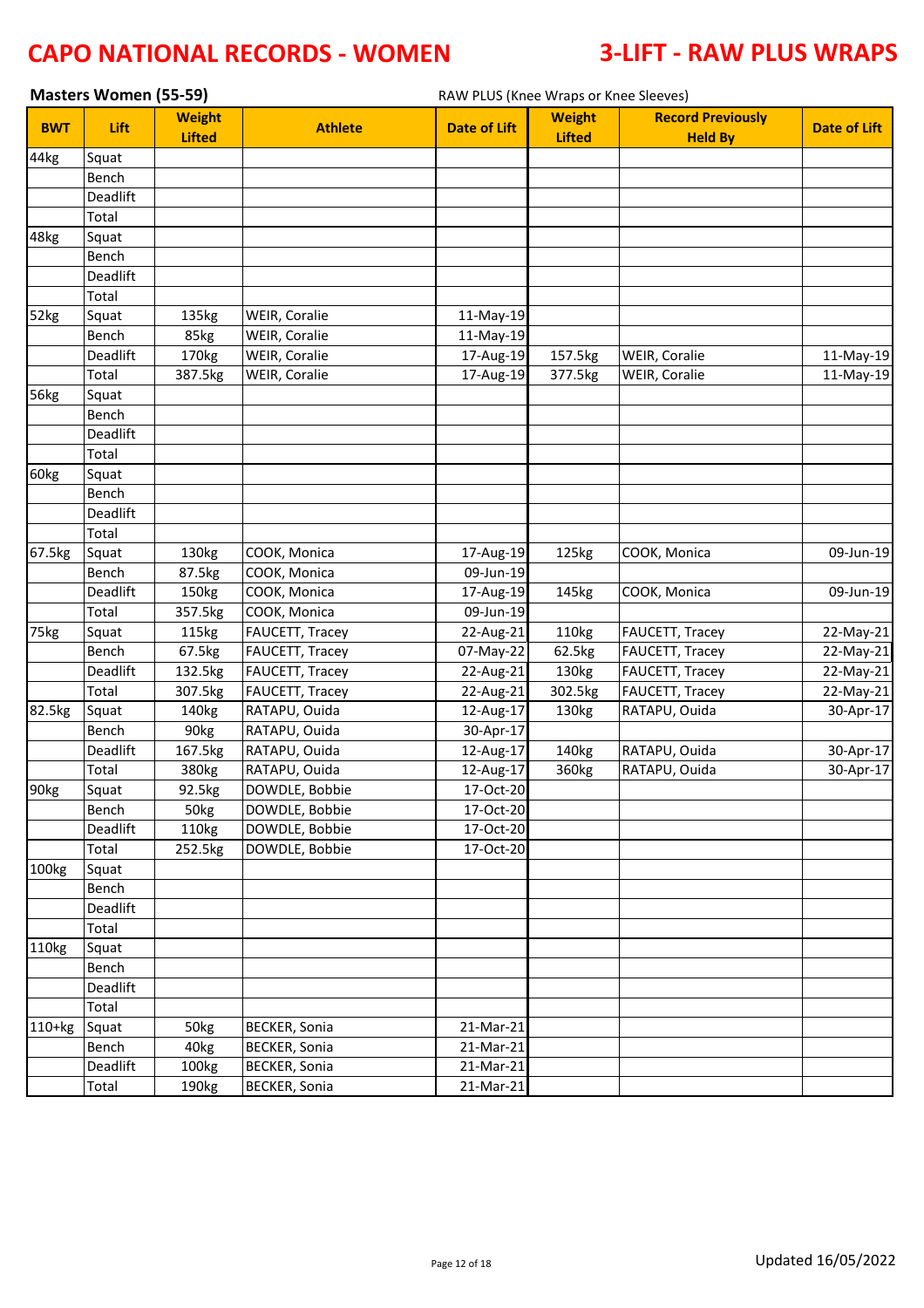# CAPO NATIONAL RECORDS - WOMEN

# 3-LIFT - RAW PLUS WRAPS

**Masters Women (55-59)**

RAW PLUS (Knee Wraps or Knee Sleeves)

| BWT | Lift | Weight Lifted | Athlete | Date of Lift | Weight Lifted | Record Previously Held By | Date of Lift |
|---|---|---|---|---|---|---|---|
| 44kg | Squat | | | | | | |
| | Bench | | | | | | |
| | Deadlift | | | | | | |
| | Total | | | | | | |
| 48kg | Squat | | | | | | |
| | Bench | | | | | | |
| | Deadlift | | | | | | |
| | Total | | | | | | |
| 52kg | Squat | 135kg | WEIR, Coralie | 11-May-19 | | | |
| | Bench | 85kg | WEIR, Coralie | 11-May-19 | | | |
| | Deadlift | 170kg | WEIR, Coralie | 17-Aug-19 | 157.5kg | WEIR, Coralie | 11-May-19 |
| | Total | 387.5kg | WEIR, Coralie | 17-Aug-19 | 377.5kg | WEIR, Coralie | 11-May-19 |
| 56kg | Squat | | | | | | |
| | Bench | | | | | | |
| | Deadlift | | | | | | |
| | Total | | | | | | |
| 60kg | Squat | | | | | | |
| | Bench | | | | | | |
| | Deadlift | | | | | | |
| | Total | | | | | | |
| 67.5kg | Squat | 130kg | COOK, Monica | 17-Aug-19 | 125kg | COOK, Monica | 09-Jun-19 |
| | Bench | 87.5kg | COOK, Monica | 09-Jun-19 | | | |
| | Deadlift | 150kg | COOK, Monica | 17-Aug-19 | 145kg | COOK, Monica | 09-Jun-19 |
| | Total | 357.5kg | COOK, Monica | 09-Jun-19 | | | |
| 75kg | Squat | 115kg | FAUCETT, Tracey | 22-Aug-21 | 110kg | FAUCETT, Tracey | 22-May-21 |
| | Bench | 67.5kg | FAUCETT, Tracey | 07-May-22 | 62.5kg | FAUCETT, Tracey | 22-May-21 |
| | Deadlift | 132.5kg | FAUCETT, Tracey | 22-Aug-21 | 130kg | FAUCETT, Tracey | 22-May-21 |
| | Total | 307.5kg | FAUCETT, Tracey | 22-Aug-21 | 302.5kg | FAUCETT, Tracey | 22-May-21 |
| 82.5kg | Squat | 140kg | RATAPU, Ouida | 12-Aug-17 | 130kg | RATAPU, Ouida | 30-Apr-17 |
| | Bench | 90kg | RATAPU, Ouida | 30-Apr-17 | | | |
| | Deadlift | 167.5kg | RATAPU, Ouida | 12-Aug-17 | 140kg | RATAPU, Ouida | 30-Apr-17 |
| | Total | 380kg | RATAPU, Ouida | 12-Aug-17 | 360kg | RATAPU, Ouida | 30-Apr-17 |
| 90kg | Squat | 92.5kg | DOWDLE, Bobbie | 17-Oct-20 | | | |
| | Bench | 50kg | DOWDLE, Bobbie | 17-Oct-20 | | | |
| | Deadlift | 110kg | DOWDLE, Bobbie | 17-Oct-20 | | | |
| | Total | 252.5kg | DOWDLE, Bobbie | 17-Oct-20 | | | |
| 100kg | Squat | | | | | | |
| | Bench | | | | | | |
| | Deadlift | | | | | | |
| | Total | | | | | | |
| 110kg | Squat | | | | | | |
| | Bench | | | | | | |
| | Deadlift | | | | | | |
| | Total | | | | | | |
| 110+kg | Squat | 50kg | BECKER, Sonia | 21-Mar-21 | | | |
| | Bench | 40kg | BECKER, Sonia | 21-Mar-21 | | | |
| | Deadlift | 100kg | BECKER, Sonia | 21-Mar-21 | | | |
| | Total | 190kg | BECKER, Sonia | 21-Mar-21 | | | |

Updated 16/05/2022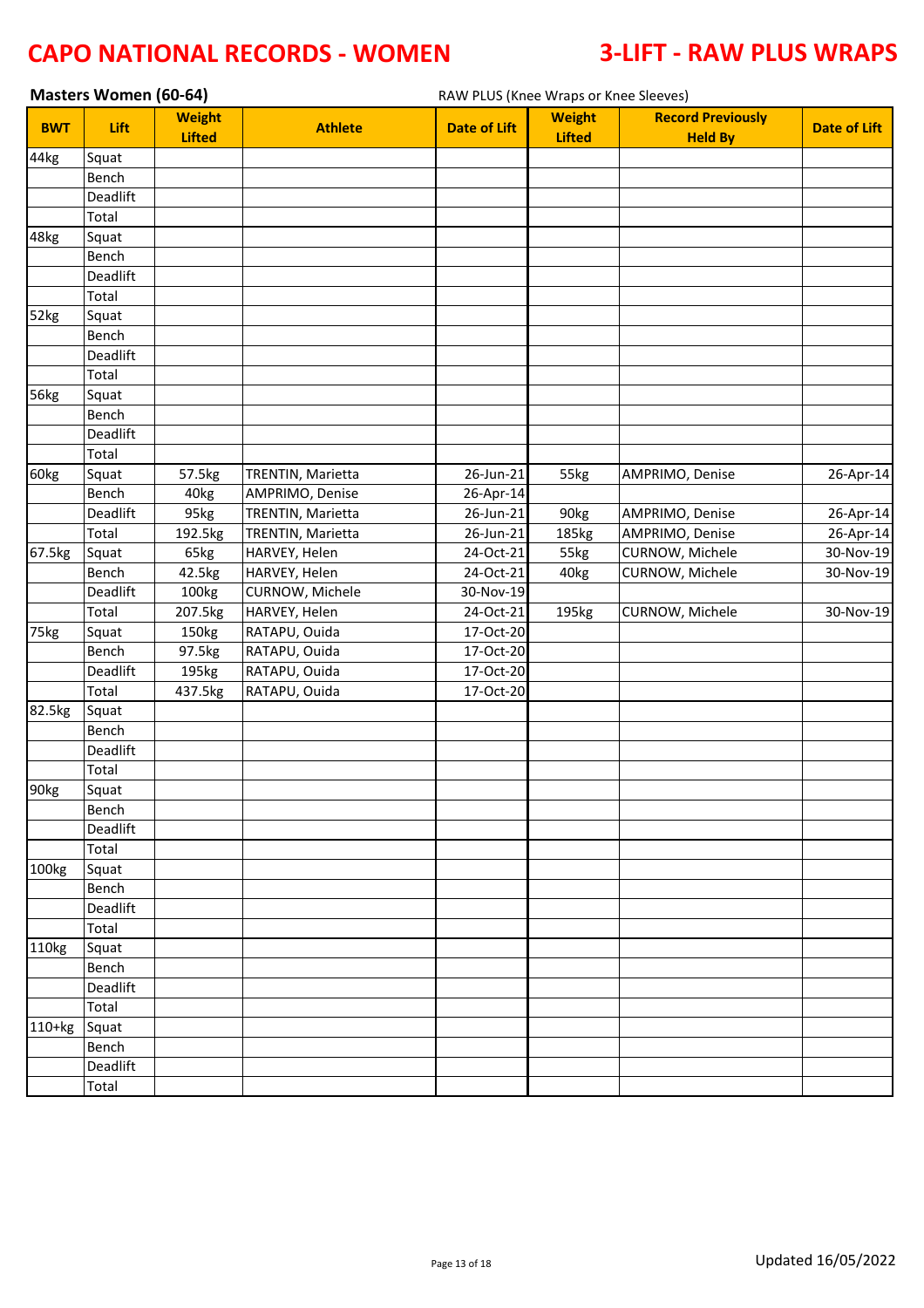# CAPO NATIONAL RECORDS - WOMEN

# 3-LIFT - RAW PLUS WRAPS

**Masters Women (60-64)**

RAW PLUS (Knee Wraps or Knee Sleeves)

| BWT | Lift | Weight Lifted | Athlete | Date of Lift | Weight Lifted | Record Previously Held By | Date of Lift |
|---|---|---|---|---|---|---|---|
| 44kg | Squat | | | | | | |
| | Bench | | | | | | |
| | Deadlift | | | | | | |
| | Total | | | | | | |
| 48kg | Squat | | | | | | |
| | Bench | | | | | | |
| | Deadlift | | | | | | |
| | Total | | | | | | |
| 52kg | Squat | | | | | | |
| | Bench | | | | | | |
| | Deadlift | | | | | | |
| | Total | | | | | | |
| 56kg | Squat | | | | | | |
| | Bench | | | | | | |
| | Deadlift | | | | | | |
| | Total | | | | | | |
| 60kg | Squat | 57.5kg | TRENTIN, Marietta | 26-Jun-21 | 55kg | AMPRIMO, Denise | 26-Apr-14 |
| | Bench | 40kg | AMPRIMO, Denise | 26-Apr-14 | | | |
| | Deadlift | 95kg | TRENTIN, Marietta | 26-Jun-21 | 90kg | AMPRIMO, Denise | 26-Apr-14 |
| | Total | 192.5kg | TRENTIN, Marietta | 26-Jun-21 | 185kg | AMPRIMO, Denise | 26-Apr-14 |
| 67.5kg | Squat | 65kg | HARVEY, Helen | 24-Oct-21 | 55kg | CURNOW, Michele | 30-Nov-19 |
| | Bench | 42.5kg | HARVEY, Helen | 24-Oct-21 | 40kg | CURNOW, Michele | 30-Nov-19 |
| | Deadlift | 100kg | CURNOW, Michele | 30-Nov-19 | | | |
| | Total | 207.5kg | HARVEY, Helen | 24-Oct-21 | 195kg | CURNOW, Michele | 30-Nov-19 |
| 75kg | Squat | 150kg | RATAPU, Ouida | 17-Oct-20 | | | |
| | Bench | 97.5kg | RATAPU, Ouida | 17-Oct-20 | | | |
| | Deadlift | 195kg | RATAPU, Ouida | 17-Oct-20 | | | |
| | Total | 437.5kg | RATAPU, Ouida | 17-Oct-20 | | | |
| 82.5kg | Squat | | | | | | |
| | Bench | | | | | | |
| | Deadlift | | | | | | |
| | Total | | | | | | |
| 90kg | Squat | | | | | | |
| | Bench | | | | | | |
| | Deadlift | | | | | | |
| | Total | | | | | | |
| 100kg | Squat | | | | | | |
| | Bench | | | | | | |
| | Deadlift | | | | | | |
| | Total | | | | | | |
| 110kg | Squat | | | | | | |
| | Bench | | | | | | |
| | Deadlift | | | | | | |
| | Total | | | | | | |
| 110+kg | Squat | | | | | | |
| | Bench | | | | | | |
| | Deadlift | | | | | | |
| | Total | | | | | | |

Updated 16/05/2022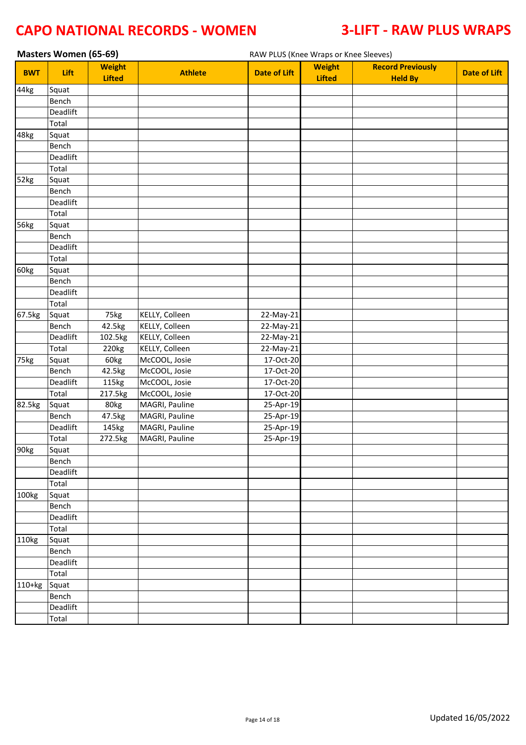# CAPO NATIONAL RECORDS - WOMEN

# 3-LIFT - RAW PLUS WRAPS

**Masters Women (65-69)**

RAW PLUS (Knee Wraps or Knee Sleeves)

| BWT | Lift | Weight Lifted | Athlete | Date of Lift | Weight Lifted | Record Previously Held By | Date of Lift |
|---|---|---|---|---|---|---|---|
| 44kg | Squat | | | | | | |
| | Bench | | | | | | |
| | Deadlift | | | | | | |
| | Total | | | | | | |
| 48kg | Squat | | | | | | |
| | Bench | | | | | | |
| | Deadlift | | | | | | |
| | Total | | | | | | |
| 52kg | Squat | | | | | | |
| | Bench | | | | | | |
| | Deadlift | | | | | | |
| | Total | | | | | | |
| 56kg | Squat | | | | | | |
| | Bench | | | | | | |
| | Deadlift | | | | | | |
| | Total | | | | | | |
| 60kg | Squat | | | | | | |
| | Bench | | | | | | |
| | Deadlift | | | | | | |
| | Total | | | | | | |
| 67.5kg | Squat | 75kg | KELLY, Colleen | 22-May-21 | | | |
| | Bench | 42.5kg | KELLY, Colleen | 22-May-21 | | | |
| | Deadlift | 102.5kg | KELLY, Colleen | 22-May-21 | | | |
| | Total | 220kg | KELLY, Colleen | 22-May-21 | | | |
| 75kg | Squat | 60kg | McCOOL, Josie | 17-Oct-20 | | | |
| | Bench | 42.5kg | McCOOL, Josie | 17-Oct-20 | | | |
| | Deadlift | 115kg | McCOOL, Josie | 17-Oct-20 | | | |
| | Total | 217.5kg | McCOOL, Josie | 17-Oct-20 | | | |
| 82.5kg | Squat | 80kg | MAGRI, Pauline | 25-Apr-19 | | | |
| | Bench | 47.5kg | MAGRI, Pauline | 25-Apr-19 | | | |
| | Deadlift | 145kg | MAGRI, Pauline | 25-Apr-19 | | | |
| | Total | 272.5kg | MAGRI, Pauline | 25-Apr-19 | | | |
| 90kg | Squat | | | | | | |
| | Bench | | | | | | |
| | Deadlift | | | | | | |
| | Total | | | | | | |
| 100kg | Squat | | | | | | |
| | Bench | | | | | | |
| | Deadlift | | | | | | |
| | Total | | | | | | |
| 110kg | Squat | | | | | | |
| | Bench | | | | | | |
| | Deadlift | | | | | | |
| | Total | | | | | | |
| 110+kg | Squat | | | | | | |
| | Bench | | | | | | |
| | Deadlift | | | | | | |
| | Total | | | | | | |

Updated 16/05/2022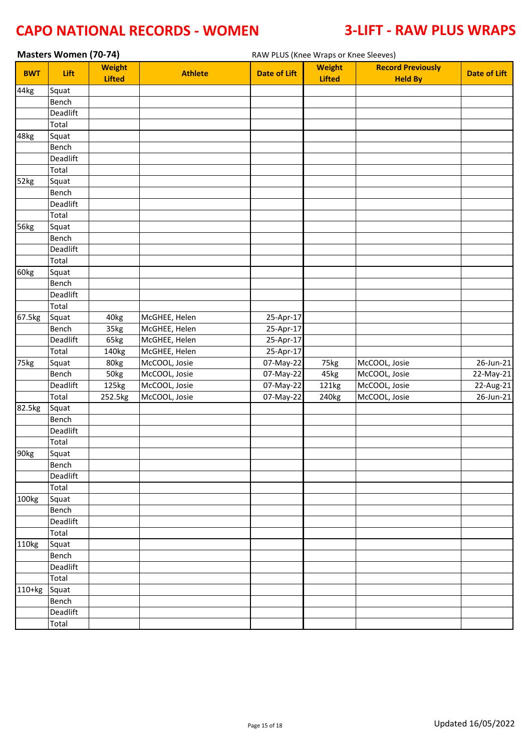# CAPO NATIONAL RECORDS - WOMEN

# 3-LIFT - RAW PLUS WRAPS

**Masters Women (70-74)**

RAW PLUS (Knee Wraps or Knee Sleeves)

| BWT | Lift | Weight Lifted | Athlete | Date of Lift | Weight Lifted | Record Previously Held By | Date of Lift |
|---|---|---|---|---|---|---|---|
| 44kg | Squat | | | | | | |
| | Bench | | | | | | |
| | Deadlift | | | | | | |
| | Total | | | | | | |
| 48kg | Squat | | | | | | |
| | Bench | | | | | | |
| | Deadlift | | | | | | |
| | Total | | | | | | |
| 52kg | Squat | | | | | | |
| | Bench | | | | | | |
| | Deadlift | | | | | | |
| | Total | | | | | | |
| 56kg | Squat | | | | | | |
| | Bench | | | | | | |
| | Deadlift | | | | | | |
| | Total | | | | | | |
| 60kg | Squat | | | | | | |
| | Bench | | | | | | |
| | Deadlift | | | | | | |
| | Total | | | | | | |
| 67.5kg | Squat | 40kg | McGHEE, Helen | 25-Apr-17 | | | |
| | Bench | 35kg | McGHEE, Helen | 25-Apr-17 | | | |
| | Deadlift | 65kg | McGHEE, Helen | 25-Apr-17 | | | |
| | Total | 140kg | McGHEE, Helen | 25-Apr-17 | | | |
| 75kg | Squat | 80kg | McCOOL, Josie | 07-May-22 | 75kg | McCOOL, Josie | 26-Jun-21 |
| | Bench | 50kg | McCOOL, Josie | 07-May-22 | 45kg | McCOOL, Josie | 22-May-21 |
| | Deadlift | 125kg | McCOOL, Josie | 07-May-22 | 121kg | McCOOL, Josie | 22-Aug-21 |
| | Total | 252.5kg | McCOOL, Josie | 07-May-22 | 240kg | McCOOL, Josie | 26-Jun-21 |
| 82.5kg | Squat | | | | | | |
| | Bench | | | | | | |
| | Deadlift | | | | | | |
| | Total | | | | | | |
| 90kg | Squat | | | | | | |
| | Bench | | | | | | |
| | Deadlift | | | | | | |
| | Total | | | | | | |
| 100kg | Squat | | | | | | |
| | Bench | | | | | | |
| | Deadlift | | | | | | |
| | Total | | | | | | |
| 110kg | Squat | | | | | | |
| | Bench | | | | | | |
| | Deadlift | | | | | | |
| | Total | | | | | | |
| 110+kg | Squat | | | | | | |
| | Bench | | | | | | |
| | Deadlift | | | | | | |
| | Total | | | | | | |

Updated 16/05/2022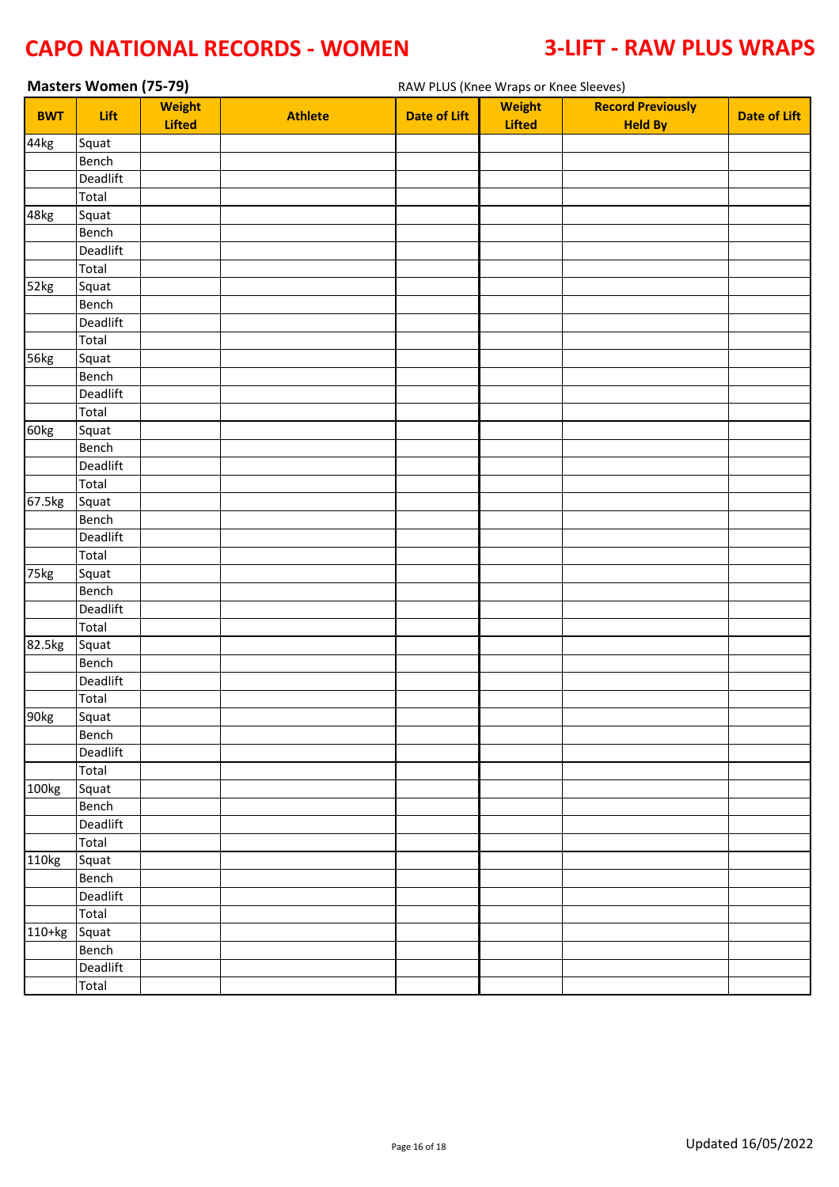# CAPO NATIONAL RECORDS - WOMEN

# 3-LIFT - RAW PLUS WRAPS

## Masters Women (75-79)

RAW PLUS (Knee Wraps or Knee Sleeves)

| BWT | Lift | Weight Lifted | Athlete | Date of Lift | Weight Lifted | Record Previously Held By | Date of Lift |
|---|---|---|---|---|---|---|---|
| 44kg | Squat | | | | | | |
| | Bench | | | | | | |
| | Deadlift | | | | | | |
| | Total | | | | | | |
| 48kg | Squat | | | | | | |
| | Bench | | | | | | |
| | Deadlift | | | | | | |
| | Total | | | | | | |
| 52kg | Squat | | | | | | |
| | Bench | | | | | | |
| | Deadlift | | | | | | |
| | Total | | | | | | |
| 56kg | Squat | | | | | | |
| | Bench | | | | | | |
| | Deadlift | | | | | | |
| | Total | | | | | | |
| 60kg | Squat | | | | | | |
| | Bench | | | | | | |
| | Deadlift | | | | | | |
| | Total | | | | | | |
| 67.5kg | Squat | | | | | | |
| | Bench | | | | | | |
| | Deadlift | | | | | | |
| | Total | | | | | | |
| 75kg | Squat | | | | | | |
| | Bench | | | | | | |
| | Deadlift | | | | | | |
| | Total | | | | | | |
| 82.5kg | Squat | | | | | | |
| | Bench | | | | | | |
| | Deadlift | | | | | | |
| | Total | | | | | | |
| 90kg | Squat | | | | | | |
| | Bench | | | | | | |
| | Deadlift | | | | | | |
| | Total | | | | | | |
| 100kg | Squat | | | | | | |
| | Bench | | | | | | |
| | Deadlift | | | | | | |
| | Total | | | | | | |
| 110kg | Squat | | | | | | |
| | Bench | | | | | | |
| | Deadlift | | | | | | |
| | Total | | | | | | |
| 110+kg | Squat | | | | | | |
| | Bench | | | | | | |
| | Deadlift | | | | | | |
| | Total | | | | | | |

Updated 16/05/2022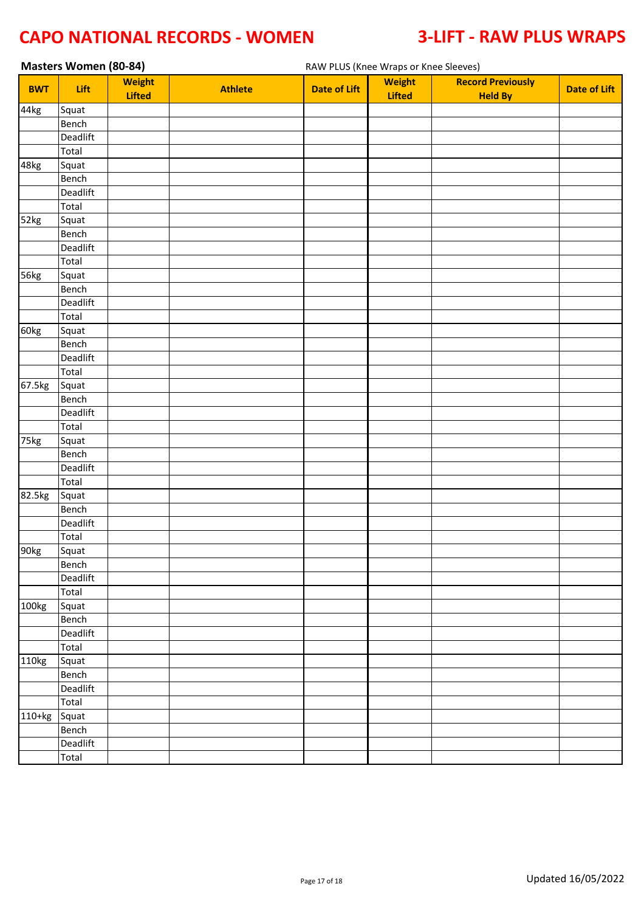# CAPO NATIONAL RECORDS - WOMEN

# 3-LIFT - RAW PLUS WRAPS

**Masters Women (80-84)**

RAW PLUS (Knee Wraps or Knee Sleeves)

| BWT | Lift | Weight Lifted | Athlete | Date of Lift | Weight Lifted | Record Previously Held By | Date of Lift |
|---|---|---|---|---|---|---|---|
| 44kg | Squat | | | | | | |
| | Bench | | | | | | |
| | Deadlift | | | | | | |
| | Total | | | | | | |
| 48kg | Squat | | | | | | |
| | Bench | | | | | | |
| | Deadlift | | | | | | |
| | Total | | | | | | |
| 52kg | Squat | | | | | | |
| | Bench | | | | | | |
| | Deadlift | | | | | | |
| | Total | | | | | | |
| 56kg | Squat | | | | | | |
| | Bench | | | | | | |
| | Deadlift | | | | | | |
| | Total | | | | | | |
| 60kg | Squat | | | | | | |
| | Bench | | | | | | |
| | Deadlift | | | | | | |
| | Total | | | | | | |
| 67.5kg | Squat | | | | | | |
| | Bench | | | | | | |
| | Deadlift | | | | | | |
| | Total | | | | | | |
| 75kg | Squat | | | | | | |
| | Bench | | | | | | |
| | Deadlift | | | | | | |
| | Total | | | | | | |
| 82.5kg | Squat | | | | | | |
| | Bench | | | | | | |
| | Deadlift | | | | | | |
| | Total | | | | | | |
| 90kg | Squat | | | | | | |
| | Bench | | | | | | |
| | Deadlift | | | | | | |
| | Total | | | | | | |
| 100kg | Squat | | | | | | |
| | Bench | | | | | | |
| | Deadlift | | | | | | |
| | Total | | | | | | |
| 110kg | Squat | | | | | | |
| | Bench | | | | | | |
| | Deadlift | | | | | | |
| | Total | | | | | | |
| 110+kg | Squat | | | | | | |
| | Bench | | | | | | |
| | Deadlift | | | | | | |
| | Total | | | | | | |

Updated 16/05/2022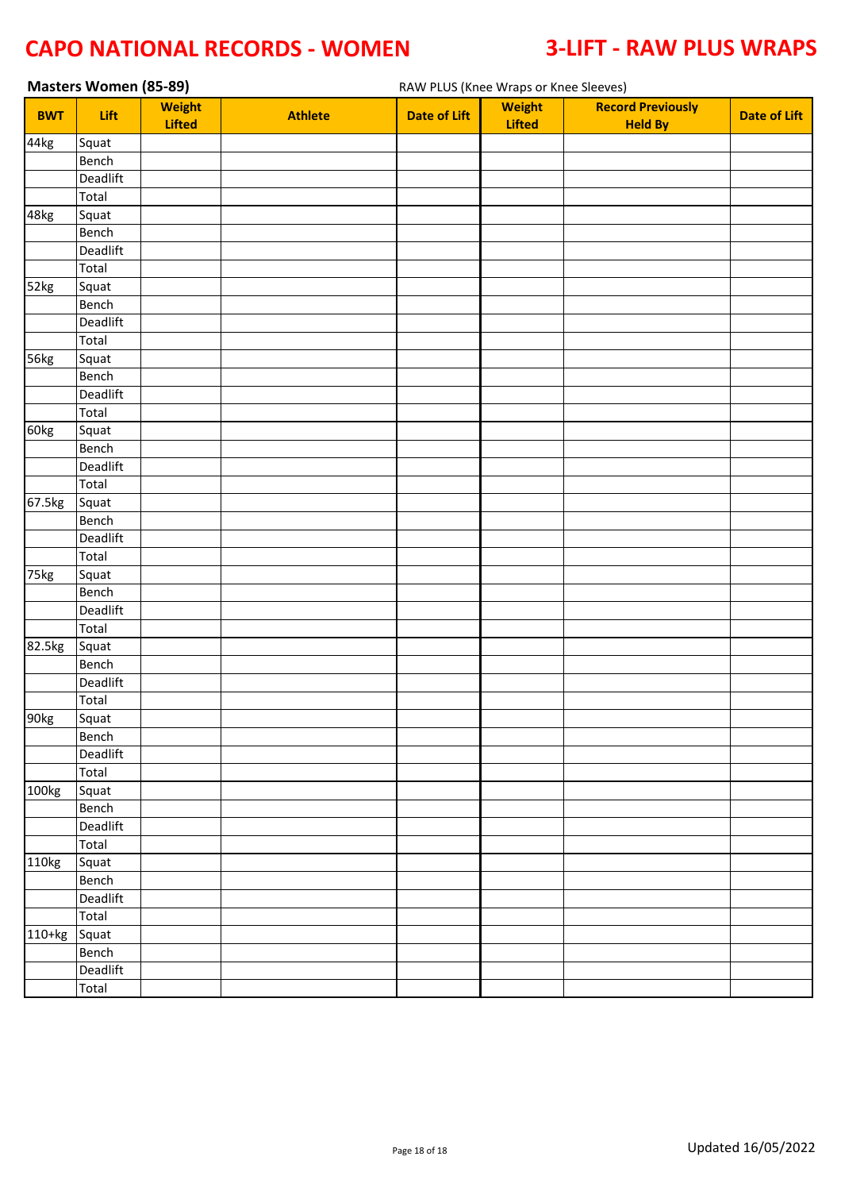# CAPO NATIONAL RECORDS - WOMEN

# 3-LIFT - RAW PLUS WRAPS

**Masters Women (85-89)**

RAW PLUS (Knee Wraps or Knee Sleeves)

| BWT | Lift | Weight Lifted | Athlete | Date of Lift | Weight Lifted | Record Previously Held By | Date of Lift |
|---|---|---|---|---|---|---|---|
| 44kg | Squat | | | | | | |
| | Bench | | | | | | |
| | Deadlift | | | | | | |
| | Total | | | | | | |
| 48kg | Squat | | | | | | |
| | Bench | | | | | | |
| | Deadlift | | | | | | |
| | Total | | | | | | |
| 52kg | Squat | | | | | | |
| | Bench | | | | | | |
| | Deadlift | | | | | | |
| | Total | | | | | | |
| 56kg | Squat | | | | | | |
| | Bench | | | | | | |
| | Deadlift | | | | | | |
| | Total | | | | | | |
| 60kg | Squat | | | | | | |
| | Bench | | | | | | |
| | Deadlift | | | | | | |
| | Total | | | | | | |
| 67.5kg | Squat | | | | | | |
| | Bench | | | | | | |
| | Deadlift | | | | | | |
| | Total | | | | | | |
| 75kg | Squat | | | | | | |
| | Bench | | | | | | |
| | Deadlift | | | | | | |
| | Total | | | | | | |
| 82.5kg | Squat | | | | | | |
| | Bench | | | | | | |
| | Deadlift | | | | | | |
| | Total | | | | | | |
| 90kg | Squat | | | | | | |
| | Bench | | | | | | |
| | Deadlift | | | | | | |
| | Total | | | | | | |
| 100kg | Squat | | | | | | |
| | Bench | | | | | | |
| | Deadlift | | | | | | |
| | Total | | | | | | |
| 110kg | Squat | | | | | | |
| | Bench | | | | | | |
| | Deadlift | | | | | | |
| | Total | | | | | | |
| 110+kg | Squat | | | | | | |
| | Bench | | | | | | |
| | Deadlift | | | | | | |
| | Total | | | | | | |

Updated 16/05/2022